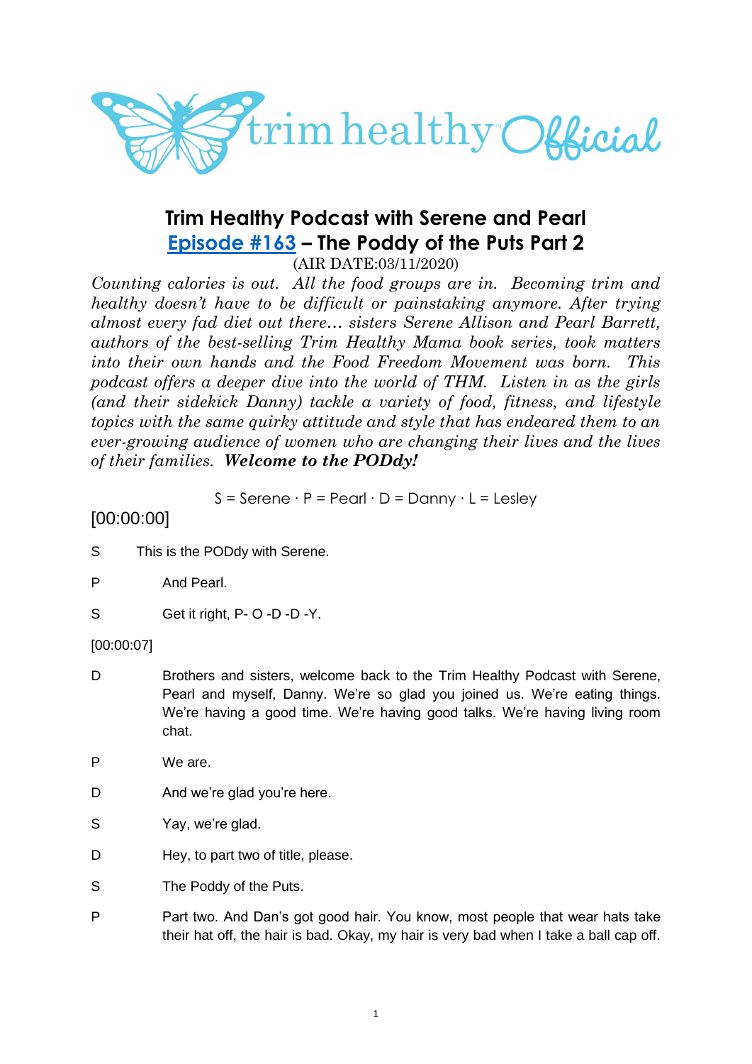trim healthy Official

# Trim Healthy Podcast with Serene and Pearl

## Episode #163 – The Poddy of the Puts Part 2

(AIR DATE:03/11/2020)

*Counting calories is out. All the food groups are in. Becoming trim and healthy doesn't have to be difficult or painstaking anymore. After trying almost every fad diet out there… sisters Serene Allison and Pearl Barrett, authors of the best-selling Trim Healthy Mama book series, took matters into their own hands and the Food Freedom Movement was born. This podcast offers a deeper dive into the world of THM. Listen in as the girls (and their sidekick Danny) tackle a variety of food, fitness, and lifestyle topics with the same quirky attitude and style that has endeared them to an ever-growing audience of women who are changing their lives and the lives of their families.* ***Welcome to the PODdy!***

S = Serene · P = Pearl · D = Danny · L = Lesley

[00:00:00]

S This is the PODdy with Serene.

P And Pearl.

S Get it right, P- O -D -D -Y.

[00:00:07]

D Brothers and sisters, welcome back to the Trim Healthy Podcast with Serene, Pearl and myself, Danny. We're so glad you joined us. We're eating things. We're having a good time. We're having good talks. We're having living room chat.

P We are.

D And we're glad you're here.

S Yay, we're glad.

D Hey, to part two of title, please.

S The Poddy of the Puts.

P Part two. And Dan's got good hair. You know, most people that wear hats take their hat off, the hair is bad. Okay, my hair is very bad when I take a ball cap off.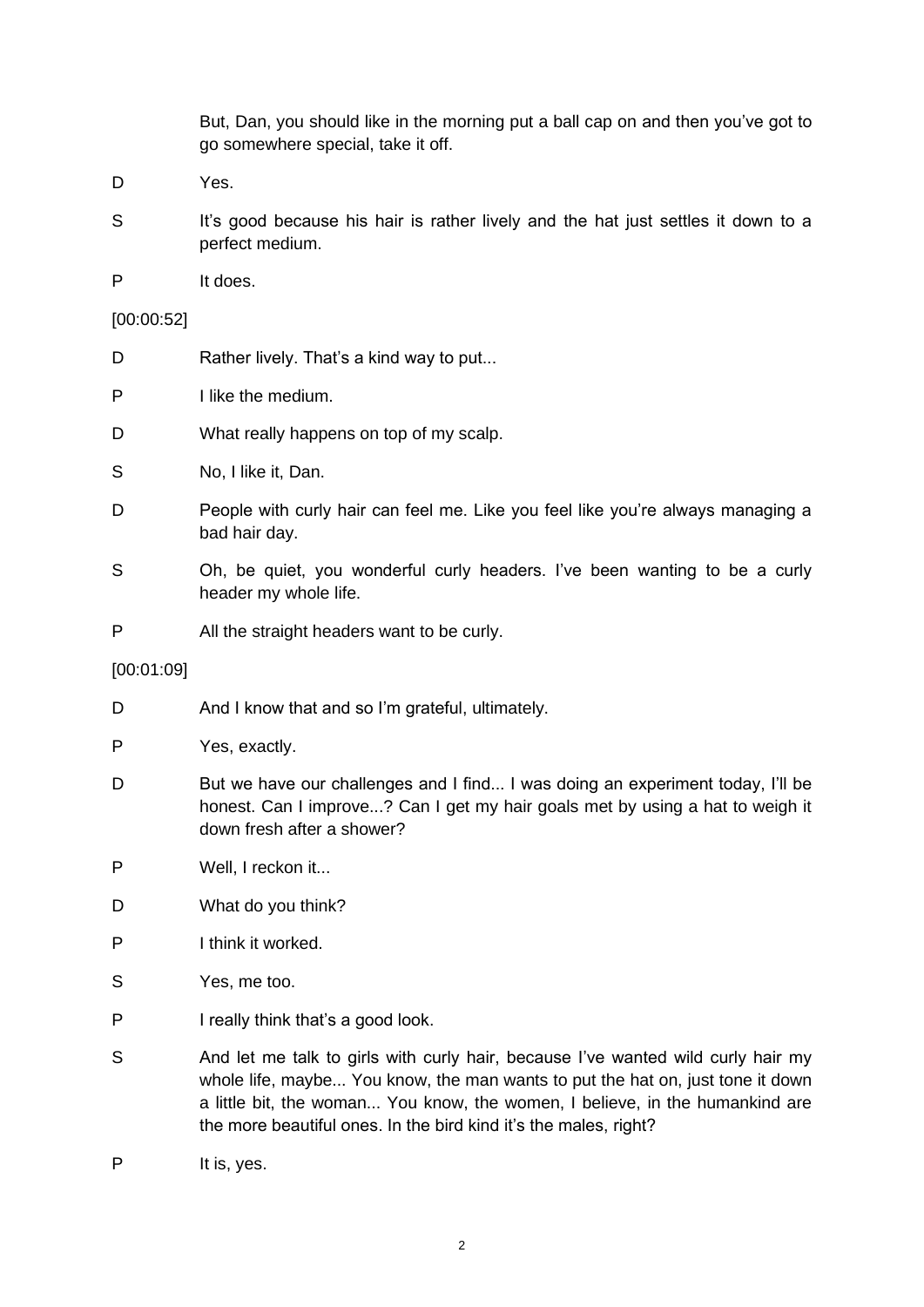But, Dan, you should like in the morning put a ball cap on and then you've got to go somewhere special, take it off.

D Yes.

S It's good because his hair is rather lively and the hat just settles it down to a perfect medium.

P It does.

[00:00:52]

D Rather lively. That's a kind way to put...

P I like the medium.

D What really happens on top of my scalp.

S No, I like it, Dan.

D People with curly hair can feel me. Like you feel like you're always managing a bad hair day.

S Oh, be quiet, you wonderful curly headers. I've been wanting to be a curly header my whole life.

P All the straight headers want to be curly.

[00:01:09]

D And I know that and so I'm grateful, ultimately.

P Yes, exactly.

D But we have our challenges and I find... I was doing an experiment today, I'll be honest. Can I improve...? Can I get my hair goals met by using a hat to weigh it down fresh after a shower?

P Well, I reckon it...

D What do you think?

P I think it worked.

S Yes, me too.

P I really think that's a good look.

S And let me talk to girls with curly hair, because I've wanted wild curly hair my whole life, maybe... You know, the man wants to put the hat on, just tone it down a little bit, the woman... You know, the women, I believe, in the humankind are the more beautiful ones. In the bird kind it's the males, right?

P It is, yes.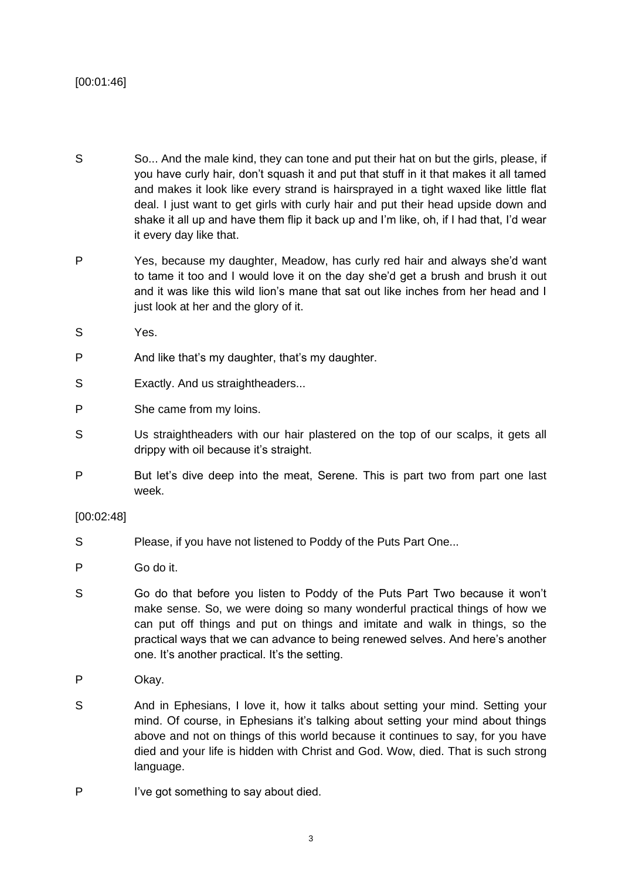[00:01:46]

S So... And the male kind, they can tone and put their hat on but the girls, please, if you have curly hair, don't squash it and put that stuff in it that makes it all tamed and makes it look like every strand is hairsprayed in a tight waxed like little flat deal. I just want to get girls with curly hair and put their head upside down and shake it all up and have them flip it back up and I'm like, oh, if I had that, I'd wear it every day like that.

P Yes, because my daughter, Meadow, has curly red hair and always she'd want to tame it too and I would love it on the day she'd get a brush and brush it out and it was like this wild lion's mane that sat out like inches from her head and I just look at her and the glory of it.

S Yes.

P And like that's my daughter, that's my daughter.

S Exactly. And us straightheaders...

P She came from my loins.

S Us straightheaders with our hair plastered on the top of our scalps, it gets all drippy with oil because it's straight.

P But let's dive deep into the meat, Serene. This is part two from part one last week.

[00:02:48]

S Please, if you have not listened to Poddy of the Puts Part One...

P Go do it.

S Go do that before you listen to Poddy of the Puts Part Two because it won't make sense. So, we were doing so many wonderful practical things of how we can put off things and put on things and imitate and walk in things, so the practical ways that we can advance to being renewed selves. And here's another one. It's another practical. It's the setting.

P Okay.

S And in Ephesians, I love it, how it talks about setting your mind. Setting your mind. Of course, in Ephesians it's talking about setting your mind about things above and not on things of this world because it continues to say, for you have died and your life is hidden with Christ and God. Wow, died. That is such strong language.

P I've got something to say about died.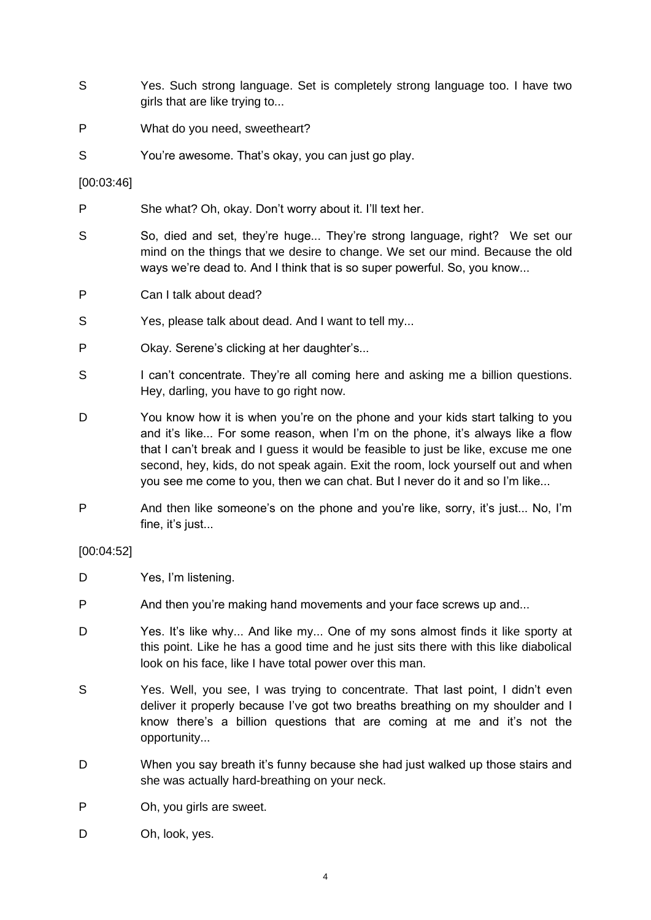S Yes. Such strong language. Set is completely strong language too. I have two girls that are like trying to...

P What do you need, sweetheart?

S You're awesome. That's okay, you can just go play.

[00:03:46]

P She what? Oh, okay. Don't worry about it. I'll text her.

S So, died and set, they're huge... They're strong language, right? We set our mind on the things that we desire to change. We set our mind. Because the old ways we're dead to. And I think that is so super powerful. So, you know...

P Can I talk about dead?

S Yes, please talk about dead. And I want to tell my...

P Okay. Serene's clicking at her daughter's...

S I can't concentrate. They're all coming here and asking me a billion questions. Hey, darling, you have to go right now.

D You know how it is when you're on the phone and your kids start talking to you and it's like... For some reason, when I'm on the phone, it's always like a flow that I can't break and I guess it would be feasible to just be like, excuse me one second, hey, kids, do not speak again. Exit the room, lock yourself out and when you see me come to you, then we can chat. But I never do it and so I'm like...

P And then like someone's on the phone and you're like, sorry, it's just... No, I'm fine, it's just...

[00:04:52]

D Yes, I'm listening.

P And then you're making hand movements and your face screws up and...

D Yes. It's like why... And like my... One of my sons almost finds it like sporty at this point. Like he has a good time and he just sits there with this like diabolical look on his face, like I have total power over this man.

S Yes. Well, you see, I was trying to concentrate. That last point, I didn't even deliver it properly because I've got two breaths breathing on my shoulder and I know there's a billion questions that are coming at me and it's not the opportunity...

D When you say breath it's funny because she had just walked up those stairs and she was actually hard-breathing on your neck.

P Oh, you girls are sweet.

D Oh, look, yes.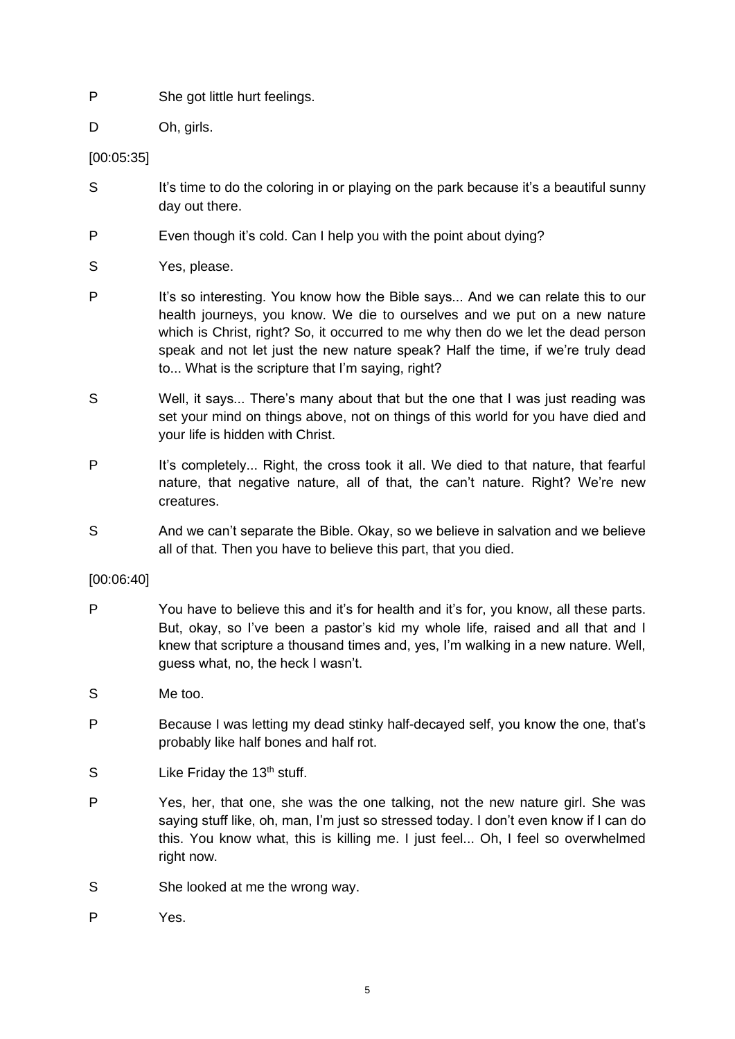P She got little hurt feelings.

D Oh, girls.

[00:05:35]

S It's time to do the coloring in or playing on the park because it's a beautiful sunny day out there.

P Even though it's cold. Can I help you with the point about dying?

S Yes, please.

P It's so interesting. You know how the Bible says... And we can relate this to our health journeys, you know. We die to ourselves and we put on a new nature which is Christ, right? So, it occurred to me why then do we let the dead person speak and not let just the new nature speak? Half the time, if we're truly dead to... What is the scripture that I'm saying, right?

S Well, it says... There's many about that but the one that I was just reading was set your mind on things above, not on things of this world for you have died and your life is hidden with Christ.

P It's completely... Right, the cross took it all. We died to that nature, that fearful nature, that negative nature, all of that, the can't nature. Right? We're new creatures.

S And we can't separate the Bible. Okay, so we believe in salvation and we believe all of that. Then you have to believe this part, that you died.

[00:06:40]

P You have to believe this and it's for health and it's for, you know, all these parts. But, okay, so I've been a pastor's kid my whole life, raised and all that and I knew that scripture a thousand times and, yes, I'm walking in a new nature. Well, guess what, no, the heck I wasn't.

S Me too.

P Because I was letting my dead stinky half-decayed self, you know the one, that's probably like half bones and half rot.

S Like Friday the 13th stuff.

P Yes, her, that one, she was the one talking, not the new nature girl. She was saying stuff like, oh, man, I'm just so stressed today. I don't even know if I can do this. You know what, this is killing me. I just feel... Oh, I feel so overwhelmed right now.

S She looked at me the wrong way.

P Yes.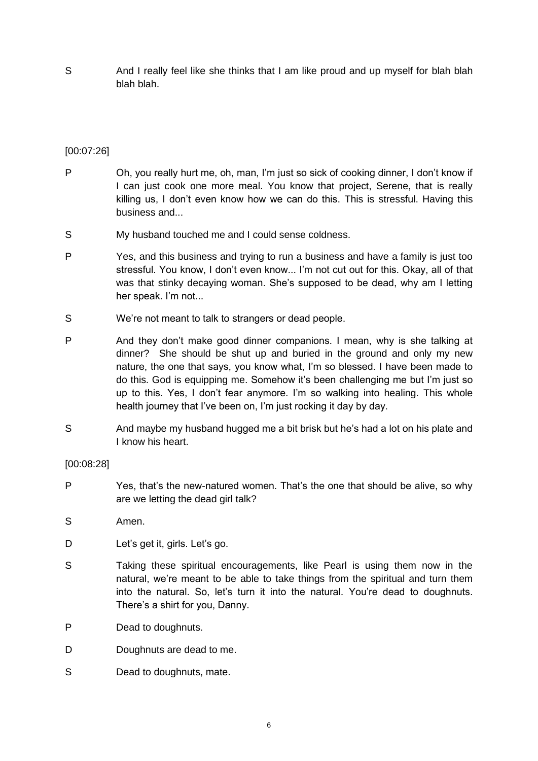S And I really feel like she thinks that I am like proud and up myself for blah blah blah blah.

[00:07:26]

P Oh, you really hurt me, oh, man, I'm just so sick of cooking dinner, I don't know if I can just cook one more meal. You know that project, Serene, that is really killing us, I don't even know how we can do this. This is stressful. Having this business and...

S My husband touched me and I could sense coldness.

P Yes, and this business and trying to run a business and have a family is just too stressful. You know, I don't even know... I'm not cut out for this. Okay, all of that was that stinky decaying woman. She's supposed to be dead, why am I letting her speak. I'm not...

S We're not meant to talk to strangers or dead people.

P And they don't make good dinner companions. I mean, why is she talking at dinner? She should be shut up and buried in the ground and only my new nature, the one that says, you know what, I'm so blessed. I have been made to do this. God is equipping me. Somehow it's been challenging me but I'm just so up to this. Yes, I don't fear anymore. I'm so walking into healing. This whole health journey that I've been on, I'm just rocking it day by day.

S And maybe my husband hugged me a bit brisk but he's had a lot on his plate and I know his heart.

[00:08:28]

P Yes, that's the new-natured women. That's the one that should be alive, so why are we letting the dead girl talk?

S Amen.

D Let's get it, girls. Let's go.

S Taking these spiritual encouragements, like Pearl is using them now in the natural, we're meant to be able to take things from the spiritual and turn them into the natural. So, let's turn it into the natural. You're dead to doughnuts. There's a shirt for you, Danny.

P Dead to doughnuts.

D Doughnuts are dead to me.

S Dead to doughnuts, mate.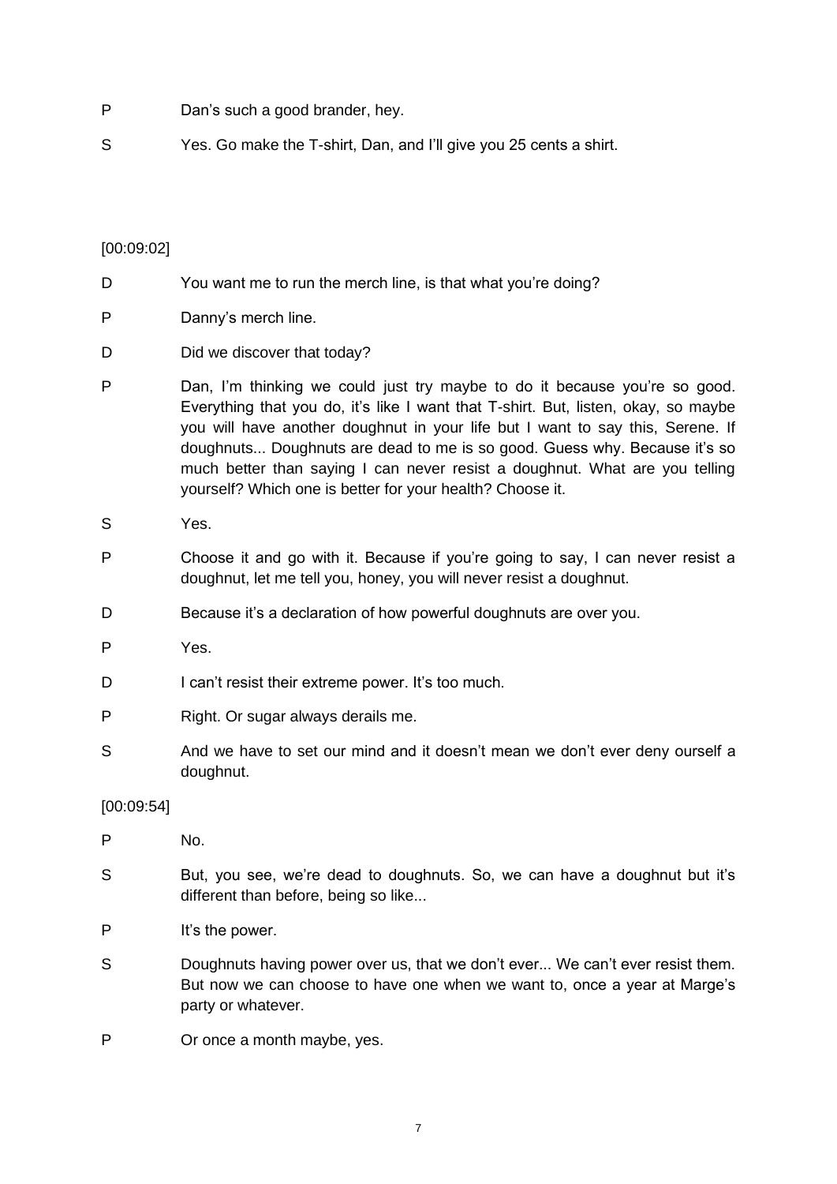P Dan’s such a good brander, hey.

S Yes. Go make the T-shirt, Dan, and I’ll give you 25 cents a shirt.

[00:09:02]

D You want me to run the merch line, is that what you’re doing?

P Danny’s merch line.

D Did we discover that today?

P Dan, I’m thinking we could just try maybe to do it because you’re so good. Everything that you do, it’s like I want that T-shirt. But, listen, okay, so maybe you will have another doughnut in your life but I want to say this, Serene. If doughnuts... Doughnuts are dead to me is so good. Guess why. Because it’s so much better than saying I can never resist a doughnut. What are you telling yourself? Which one is better for your health? Choose it.

S Yes.

P Choose it and go with it. Because if you’re going to say, I can never resist a doughnut, let me tell you, honey, you will never resist a doughnut.

D Because it’s a declaration of how powerful doughnuts are over you.

P Yes.

D I can’t resist their extreme power. It’s too much.

P Right. Or sugar always derails me.

S And we have to set our mind and it doesn’t mean we don’t ever deny ourself a doughnut.

[00:09:54]

P No.

S But, you see, we’re dead to doughnuts. So, we can have a doughnut but it’s different than before, being so like...

P It’s the power.

S Doughnuts having power over us, that we don’t ever... We can’t ever resist them. But now we can choose to have one when we want to, once a year at Marge’s party or whatever.

P Or once a month maybe, yes.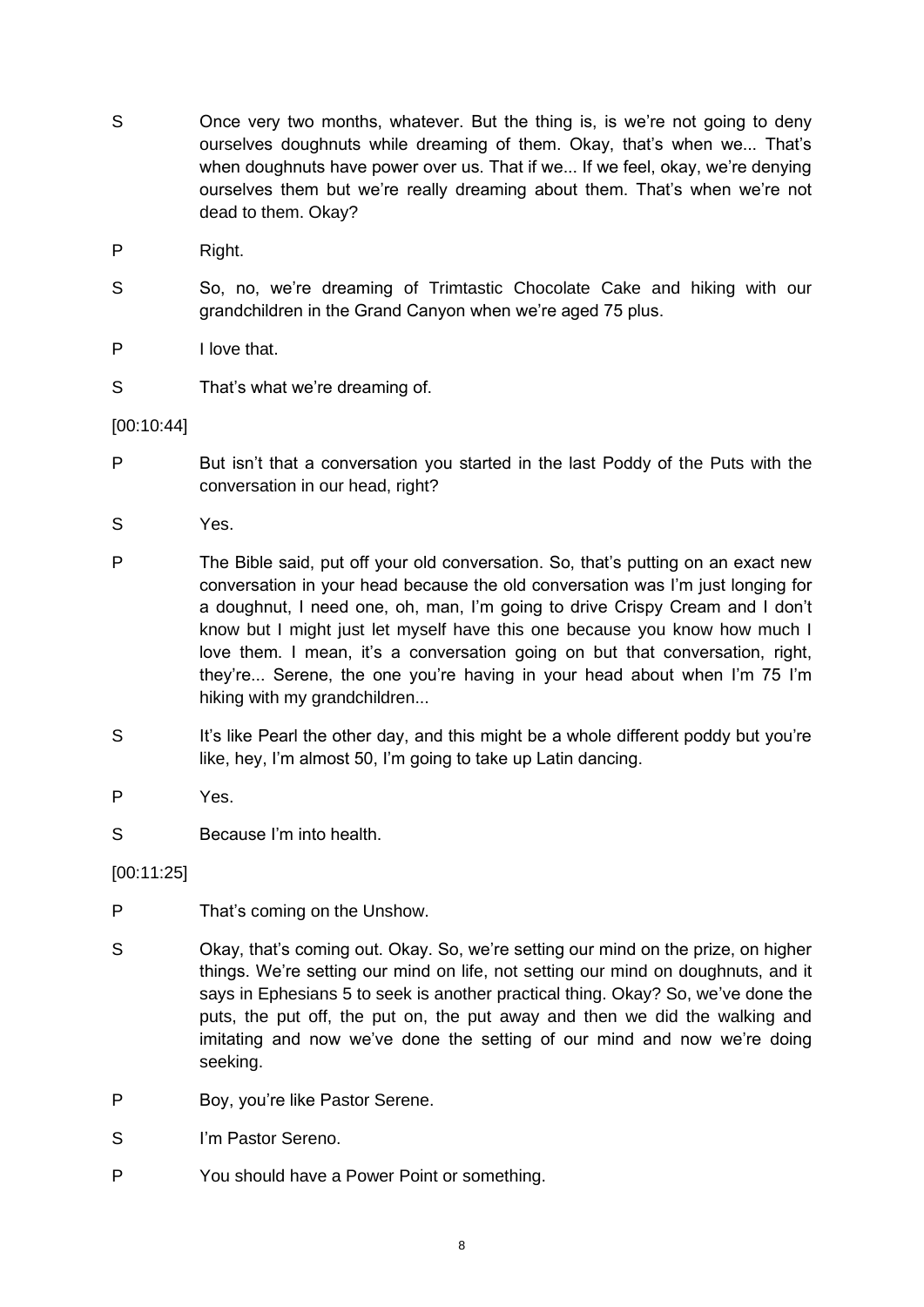S Once very two months, whatever. But the thing is, is we're not going to deny ourselves doughnuts while dreaming of them. Okay, that's when we... That's when doughnuts have power over us. That if we... If we feel, okay, we're denying ourselves them but we're really dreaming about them. That's when we're not dead to them. Okay?

P Right.

S So, no, we're dreaming of Trimtastic Chocolate Cake and hiking with our grandchildren in the Grand Canyon when we're aged 75 plus.

P I love that.

S That's what we're dreaming of.

[00:10:44]

P But isn't that a conversation you started in the last Poddy of the Puts with the conversation in our head, right?

S Yes.

P The Bible said, put off your old conversation. So, that's putting on an exact new conversation in your head because the old conversation was I'm just longing for a doughnut, I need one, oh, man, I'm going to drive Crispy Cream and I don't know but I might just let myself have this one because you know how much I love them. I mean, it's a conversation going on but that conversation, right, they're... Serene, the one you're having in your head about when I'm 75 I'm hiking with my grandchildren...

S It's like Pearl the other day, and this might be a whole different poddy but you're like, hey, I'm almost 50, I'm going to take up Latin dancing.

P Yes.

S Because I'm into health.

[00:11:25]

P That's coming on the Unshow.

S Okay, that's coming out. Okay. So, we're setting our mind on the prize, on higher things. We're setting our mind on life, not setting our mind on doughnuts, and it says in Ephesians 5 to seek is another practical thing. Okay? So, we've done the puts, the put off, the put on, the put away and then we did the walking and imitating and now we've done the setting of our mind and now we're doing seeking.

P Boy, you're like Pastor Serene.

S I'm Pastor Sereno.

P You should have a Power Point or something.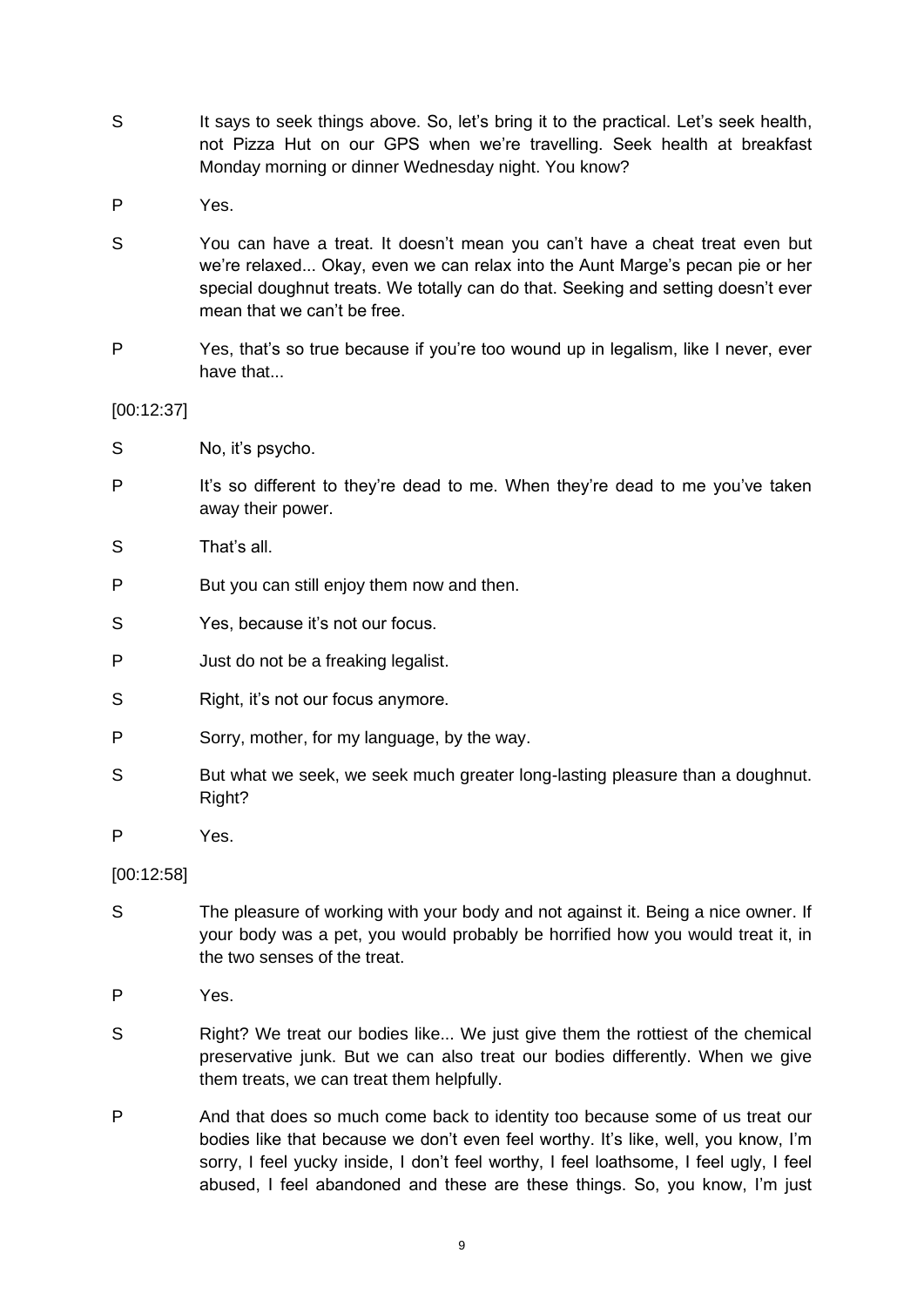S It says to seek things above. So, let's bring it to the practical. Let's seek health, not Pizza Hut on our GPS when we're travelling. Seek health at breakfast Monday morning or dinner Wednesday night. You know?

P Yes.

S You can have a treat. It doesn't mean you can't have a cheat treat even but we're relaxed... Okay, even we can relax into the Aunt Marge's pecan pie or her special doughnut treats. We totally can do that. Seeking and setting doesn't ever mean that we can't be free.

P Yes, that's so true because if you're too wound up in legalism, like I never, ever have that...

[00:12:37]

S No, it's psycho.

P It's so different to they're dead to me. When they're dead to me you've taken away their power.

S That's all.

P But you can still enjoy them now and then.

S Yes, because it's not our focus.

P Just do not be a freaking legalist.

S Right, it's not our focus anymore.

P Sorry, mother, for my language, by the way.

S But what we seek, we seek much greater long-lasting pleasure than a doughnut. Right?

P Yes.

[00:12:58]

S The pleasure of working with your body and not against it. Being a nice owner. If your body was a pet, you would probably be horrified how you would treat it, in the two senses of the treat.

P Yes.

S Right? We treat our bodies like... We just give them the rottiest of the chemical preservative junk. But we can also treat our bodies differently. When we give them treats, we can treat them helpfully.

P And that does so much come back to identity too because some of us treat our bodies like that because we don't even feel worthy. It's like, well, you know, I'm sorry, I feel yucky inside, I don't feel worthy, I feel loathsome, I feel ugly, I feel abused, I feel abandoned and these are these things. So, you know, I'm just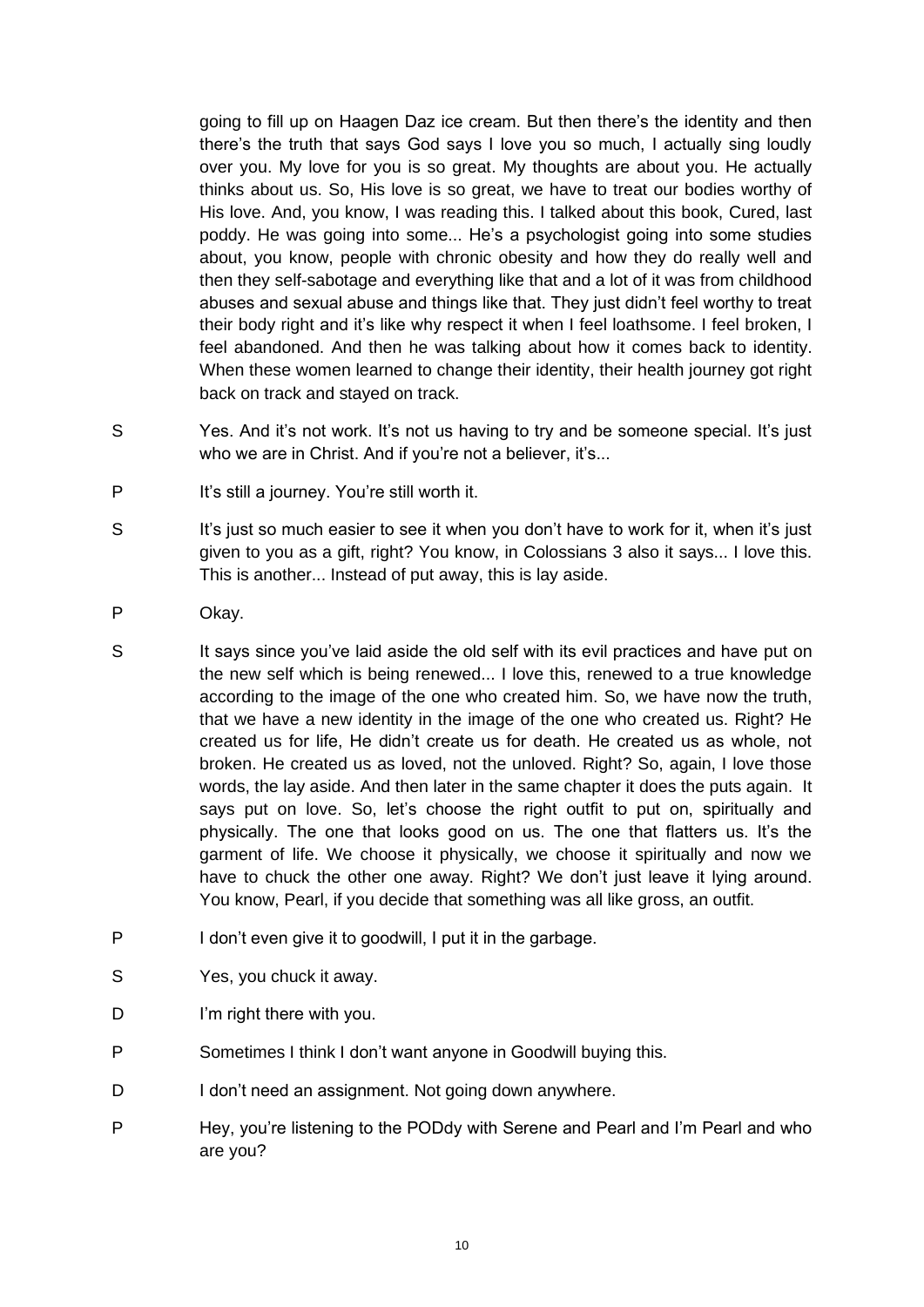going to fill up on Haagen Daz ice cream. But then there's the identity and then there's the truth that says God says I love you so much, I actually sing loudly over you. My love for you is so great. My thoughts are about you. He actually thinks about us. So, His love is so great, we have to treat our bodies worthy of His love. And, you know, I was reading this. I talked about this book, Cured, last poddy. He was going into some... He's a psychologist going into some studies about, you know, people with chronic obesity and how they do really well and then they self-sabotage and everything like that and a lot of it was from childhood abuses and sexual abuse and things like that. They just didn't feel worthy to treat their body right and it's like why respect it when I feel loathsome. I feel broken, I feel abandoned. And then he was talking about how it comes back to identity. When these women learned to change their identity, their health journey got right back on track and stayed on track.

S	Yes. And it's not work. It's not us having to try and be someone special. It's just who we are in Christ. And if you're not a believer, it's...

P	It's still a journey. You're still worth it.

S	It's just so much easier to see it when you don't have to work for it, when it's just given to you as a gift, right? You know, in Colossians 3 also it says... I love this. This is another... Instead of put away, this is lay aside.

P	Okay.

S	It says since you've laid aside the old self with its evil practices and have put on the new self which is being renewed... I love this, renewed to a true knowledge according to the image of the one who created him. So, we have now the truth, that we have a new identity in the image of the one who created us. Right? He created us for life, He didn't create us for death. He created us as whole, not broken. He created us as loved, not the unloved. Right? So, again, I love those words, the lay aside. And then later in the same chapter it does the puts again. It says put on love. So, let's choose the right outfit to put on, spiritually and physically. The one that looks good on us. The one that flatters us. It's the garment of life. We choose it physically, we choose it spiritually and now we have to chuck the other one away. Right? We don't just leave it lying around. You know, Pearl, if you decide that something was all like gross, an outfit.

P	I don't even give it to goodwill, I put it in the garbage.

S	Yes, you chuck it away.

D	I'm right there with you.

P	Sometimes I think I don't want anyone in Goodwill buying this.

D	I don't need an assignment. Not going down anywhere.

P	Hey, you're listening to the PODdy with Serene and Pearl and I'm Pearl and who are you?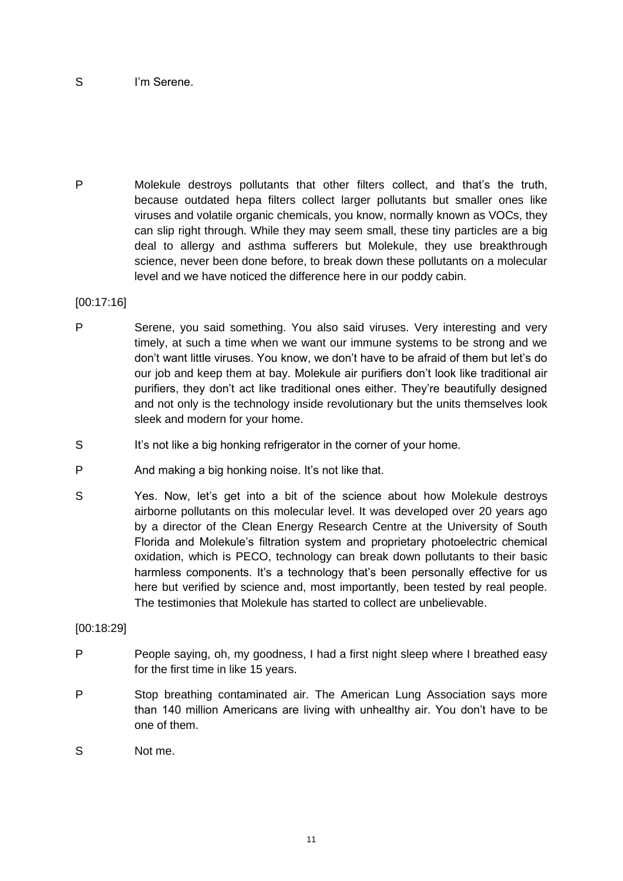S I'm Serene.

P Molekule destroys pollutants that other filters collect, and that's the truth, because outdated hepa filters collect larger pollutants but smaller ones like viruses and volatile organic chemicals, you know, normally known as VOCs, they can slip right through. While they may seem small, these tiny particles are a big deal to allergy and asthma sufferers but Molekule, they use breakthrough science, never been done before, to break down these pollutants on a molecular level and we have noticed the difference here in our poddy cabin.

[00:17:16]

P Serene, you said something. You also said viruses. Very interesting and very timely, at such a time when we want our immune systems to be strong and we don't want little viruses. You know, we don't have to be afraid of them but let's do our job and keep them at bay. Molekule air purifiers don't look like traditional air purifiers, they don't act like traditional ones either. They're beautifully designed and not only is the technology inside revolutionary but the units themselves look sleek and modern for your home.

S It's not like a big honking refrigerator in the corner of your home.

P And making a big honking noise. It's not like that.

S Yes. Now, let's get into a bit of the science about how Molekule destroys airborne pollutants on this molecular level. It was developed over 20 years ago by a director of the Clean Energy Research Centre at the University of South Florida and Molekule's filtration system and proprietary photoelectric chemical oxidation, which is PECO, technology can break down pollutants to their basic harmless components. It's a technology that's been personally effective for us here but verified by science and, most importantly, been tested by real people. The testimonies that Molekule has started to collect are unbelievable.

[00:18:29]

P People saying, oh, my goodness, I had a first night sleep where I breathed easy for the first time in like 15 years.

P Stop breathing contaminated air. The American Lung Association says more than 140 million Americans are living with unhealthy air. You don't have to be one of them.

S Not me.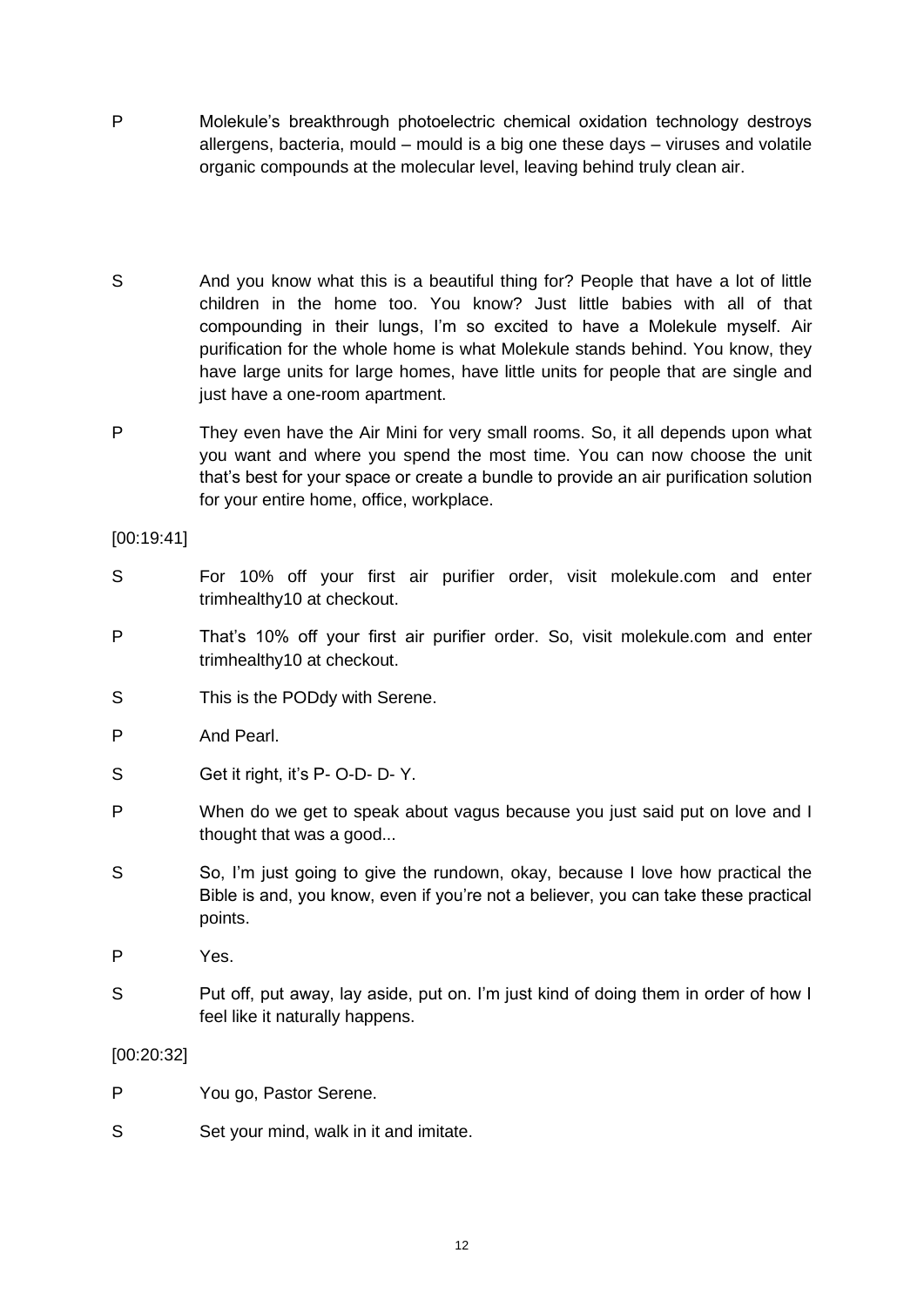P Molekule's breakthrough photoelectric chemical oxidation technology destroys allergens, bacteria, mould – mould is a big one these days – viruses and volatile organic compounds at the molecular level, leaving behind truly clean air.

S And you know what this is a beautiful thing for? People that have a lot of little children in the home too. You know? Just little babies with all of that compounding in their lungs, I'm so excited to have a Molekule myself. Air purification for the whole home is what Molekule stands behind. You know, they have large units for large homes, have little units for people that are single and just have a one-room apartment.

P They even have the Air Mini for very small rooms. So, it all depends upon what you want and where you spend the most time. You can now choose the unit that's best for your space or create a bundle to provide an air purification solution for your entire home, office, workplace.

[00:19:41]

S For 10% off your first air purifier order, visit molekule.com and enter trimhealthy10 at checkout.

P That's 10% off your first air purifier order. So, visit molekule.com and enter trimhealthy10 at checkout.

S This is the PODdy with Serene.

P And Pearl.

S Get it right, it's P- O-D- D- Y.

P When do we get to speak about vagus because you just said put on love and I thought that was a good...

S So, I'm just going to give the rundown, okay, because I love how practical the Bible is and, you know, even if you're not a believer, you can take these practical points.

P Yes.

S Put off, put away, lay aside, put on. I'm just kind of doing them in order of how I feel like it naturally happens.

[00:20:32]

P You go, Pastor Serene.

S Set your mind, walk in it and imitate.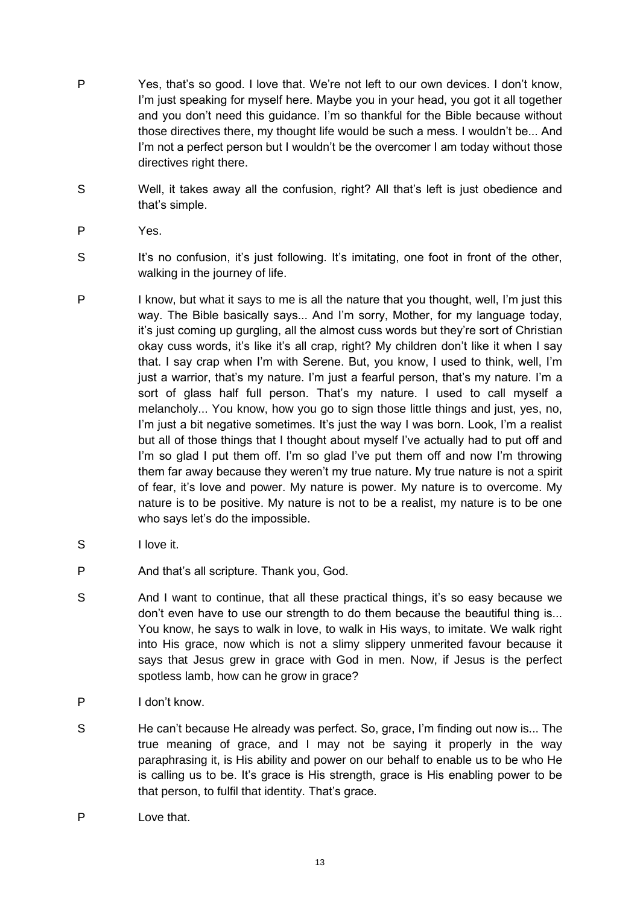P Yes, that's so good. I love that. We're not left to our own devices. I don't know, I'm just speaking for myself here. Maybe you in your head, you got it all together and you don't need this guidance. I'm so thankful for the Bible because without those directives there, my thought life would be such a mess. I wouldn't be... And I'm not a perfect person but I wouldn't be the overcomer I am today without those directives right there.

S Well, it takes away all the confusion, right? All that's left is just obedience and that's simple.

P Yes.

S It's no confusion, it's just following. It's imitating, one foot in front of the other, walking in the journey of life.

P I know, but what it says to me is all the nature that you thought, well, I'm just this way. The Bible basically says... And I'm sorry, Mother, for my language today, it's just coming up gurgling, all the almost cuss words but they're sort of Christian okay cuss words, it's like it's all crap, right? My children don't like it when I say that. I say crap when I'm with Serene. But, you know, I used to think, well, I'm just a warrior, that's my nature. I'm just a fearful person, that's my nature. I'm a sort of glass half full person. That's my nature. I used to call myself a melancholy... You know, how you go to sign those little things and just, yes, no, I'm just a bit negative sometimes. It's just the way I was born. Look, I'm a realist but all of those things that I thought about myself I've actually had to put off and I'm so glad I put them off. I'm so glad I've put them off and now I'm throwing them far away because they weren't my true nature. My true nature is not a spirit of fear, it's love and power. My nature is power. My nature is to overcome. My nature is to be positive. My nature is not to be a realist, my nature is to be one who says let's do the impossible.

S I love it.

P And that's all scripture. Thank you, God.

S And I want to continue, that all these practical things, it's so easy because we don't even have to use our strength to do them because the beautiful thing is... You know, he says to walk in love, to walk in His ways, to imitate. We walk right into His grace, now which is not a slimy slippery unmerited favour because it says that Jesus grew in grace with God in men. Now, if Jesus is the perfect spotless lamb, how can he grow in grace?

P I don't know.

S He can't because He already was perfect. So, grace, I'm finding out now is... The true meaning of grace, and I may not be saying it properly in the way paraphrasing it, is His ability and power on our behalf to enable us to be who He is calling us to be. It's grace is His strength, grace is His enabling power to be that person, to fulfil that identity. That's grace.

P Love that.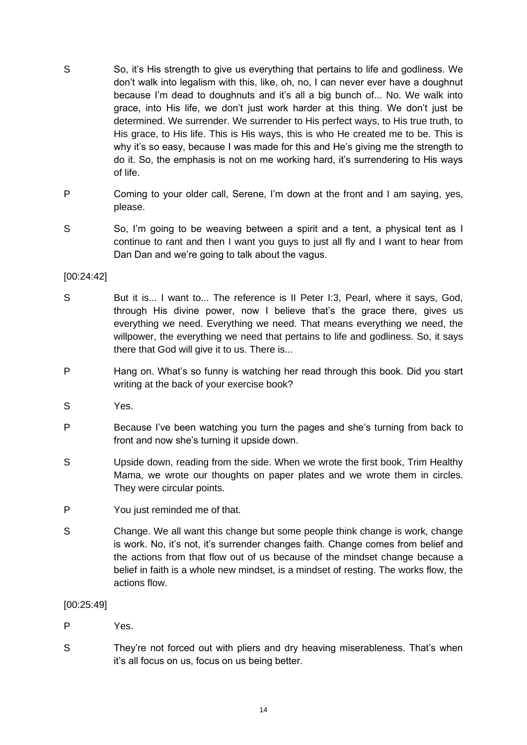S So, it's His strength to give us everything that pertains to life and godliness. We don't walk into legalism with this, like, oh, no, I can never ever have a doughnut because I'm dead to doughnuts and it's all a big bunch of... No. We walk into grace, into His life, we don't just work harder at this thing. We don't just be determined. We surrender. We surrender to His perfect ways, to His true truth, to His grace, to His life. This is His ways, this is who He created me to be. This is why it's so easy, because I was made for this and He's giving me the strength to do it. So, the emphasis is not on me working hard, it's surrendering to His ways of life.

P Coming to your older call, Serene, I'm down at the front and I am saying, yes, please.

S So, I'm going to be weaving between a spirit and a tent, a physical tent as I continue to rant and then I want you guys to just all fly and I want to hear from Dan Dan and we're going to talk about the vagus.

[00:24:42]

S But it is... I want to... The reference is II Peter I:3, Pearl, where it says, God, through His divine power, now I believe that's the grace there, gives us everything we need. Everything we need. That means everything we need, the willpower, the everything we need that pertains to life and godliness. So, it says there that God will give it to us. There is...

P Hang on. What's so funny is watching her read through this book. Did you start writing at the back of your exercise book?

S Yes.

P Because I've been watching you turn the pages and she's turning from back to front and now she's turning it upside down.

S Upside down, reading from the side. When we wrote the first book, Trim Healthy Mama, we wrote our thoughts on paper plates and we wrote them in circles. They were circular points.

P You just reminded me of that.

S Change. We all want this change but some people think change is work, change is work. No, it's not, it's surrender changes faith. Change comes from belief and the actions from that flow out of us because of the mindset change because a belief in faith is a whole new mindset, is a mindset of resting. The works flow, the actions flow.

[00:25:49]

P Yes.

S They're not forced out with pliers and dry heaving miserableness. That's when it's all focus on us, focus on us being better.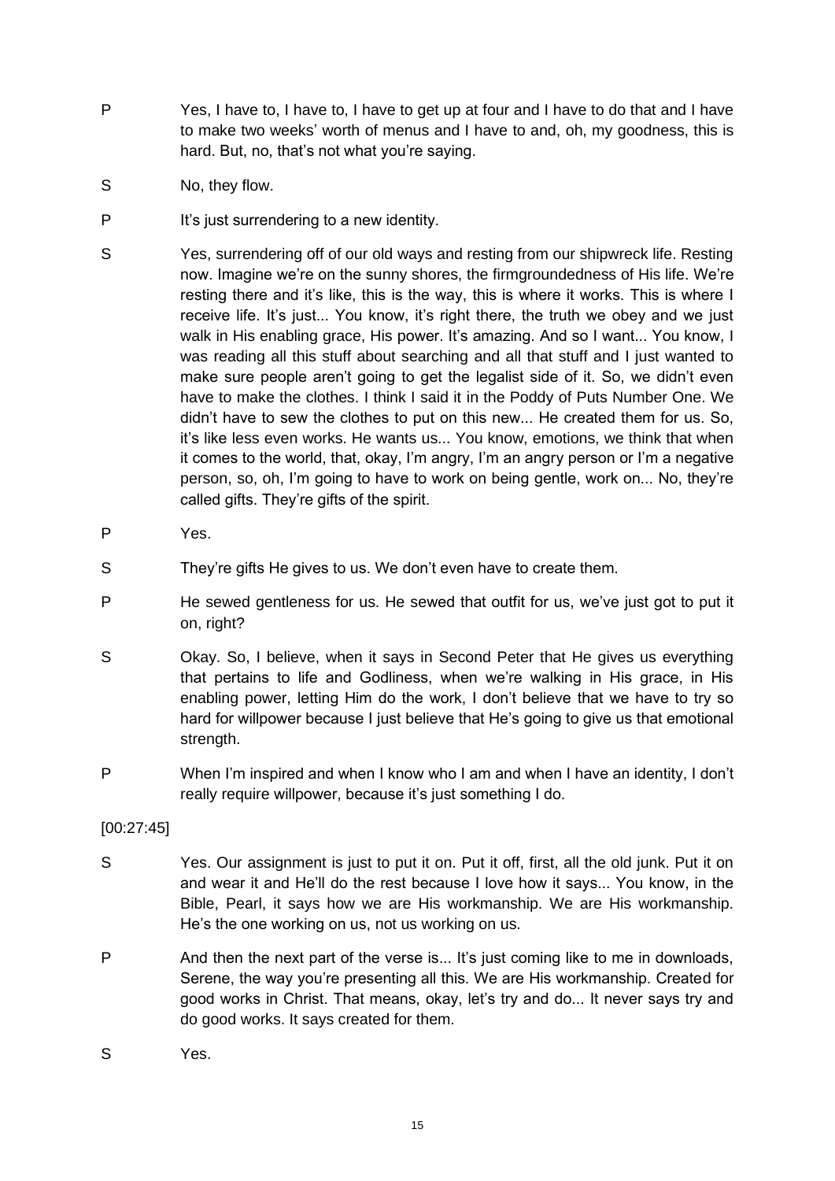P Yes, I have to, I have to, I have to get up at four and I have to do that and I have to make two weeks' worth of menus and I have to and, oh, my goodness, this is hard. But, no, that's not what you're saying.

S No, they flow.

P It's just surrendering to a new identity.

S Yes, surrendering off of our old ways and resting from our shipwreck life. Resting now. Imagine we're on the sunny shores, the firmgroundedness of His life. We're resting there and it's like, this is the way, this is where it works. This is where I receive life. It's just... You know, it's right there, the truth we obey and we just walk in His enabling grace, His power. It's amazing. And so I want... You know, I was reading all this stuff about searching and all that stuff and I just wanted to make sure people aren't going to get the legalist side of it. So, we didn't even have to make the clothes. I think I said it in the Poddy of Puts Number One. We didn't have to sew the clothes to put on this new... He created them for us. So, it's like less even works. He wants us... You know, emotions, we think that when it comes to the world, that, okay, I'm angry, I'm an angry person or I'm a negative person, so, oh, I'm going to have to work on being gentle, work on... No, they're called gifts. They're gifts of the spirit.

P Yes.

S They're gifts He gives to us. We don't even have to create them.

P He sewed gentleness for us. He sewed that outfit for us, we've just got to put it on, right?

S Okay. So, I believe, when it says in Second Peter that He gives us everything that pertains to life and Godliness, when we're walking in His grace, in His enabling power, letting Him do the work, I don't believe that we have to try so hard for willpower because I just believe that He's going to give us that emotional strength.

P When I'm inspired and when I know who I am and when I have an identity, I don't really require willpower, because it's just something I do.

[00:27:45]

S Yes. Our assignment is just to put it on. Put it off, first, all the old junk. Put it on and wear it and He'll do the rest because I love how it says... You know, in the Bible, Pearl, it says how we are His workmanship. We are His workmanship. He's the one working on us, not us working on us.

P And then the next part of the verse is... It's just coming like to me in downloads, Serene, the way you're presenting all this. We are His workmanship. Created for good works in Christ. That means, okay, let's try and do... It never says try and do good works. It says created for them.

S Yes.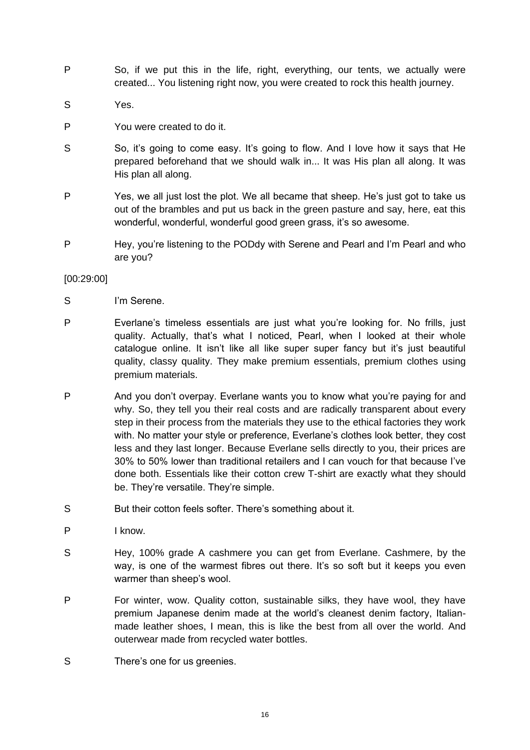P So, if we put this in the life, right, everything, our tents, we actually were created... You listening right now, you were created to rock this health journey.

S Yes.

P You were created to do it.

S So, it's going to come easy. It's going to flow. And I love how it says that He prepared beforehand that we should walk in... It was His plan all along. It was His plan all along.

P Yes, we all just lost the plot. We all became that sheep. He's just got to take us out of the brambles and put us back in the green pasture and say, here, eat this wonderful, wonderful, wonderful good green grass, it's so awesome.

P Hey, you're listening to the PODdy with Serene and Pearl and I'm Pearl and who are you?

[00:29:00]

S I'm Serene.

P Everlane's timeless essentials are just what you're looking for. No frills, just quality. Actually, that's what I noticed, Pearl, when I looked at their whole catalogue online. It isn't like all like super super fancy but it's just beautiful quality, classy quality. They make premium essentials, premium clothes using premium materials.

P And you don't overpay. Everlane wants you to know what you're paying for and why. So, they tell you their real costs and are radically transparent about every step in their process from the materials they use to the ethical factories they work with. No matter your style or preference, Everlane's clothes look better, they cost less and they last longer. Because Everlane sells directly to you, their prices are 30% to 50% lower than traditional retailers and I can vouch for that because I've done both. Essentials like their cotton crew T-shirt are exactly what they should be. They're versatile. They're simple.

S But their cotton feels softer. There's something about it.

P I know.

S Hey, 100% grade A cashmere you can get from Everlane. Cashmere, by the way, is one of the warmest fibres out there. It's so soft but it keeps you even warmer than sheep's wool.

P For winter, wow. Quality cotton, sustainable silks, they have wool, they have premium Japanese denim made at the world's cleanest denim factory, Italian-made leather shoes, I mean, this is like the best from all over the world. And outerwear made from recycled water bottles.

S There's one for us greenies.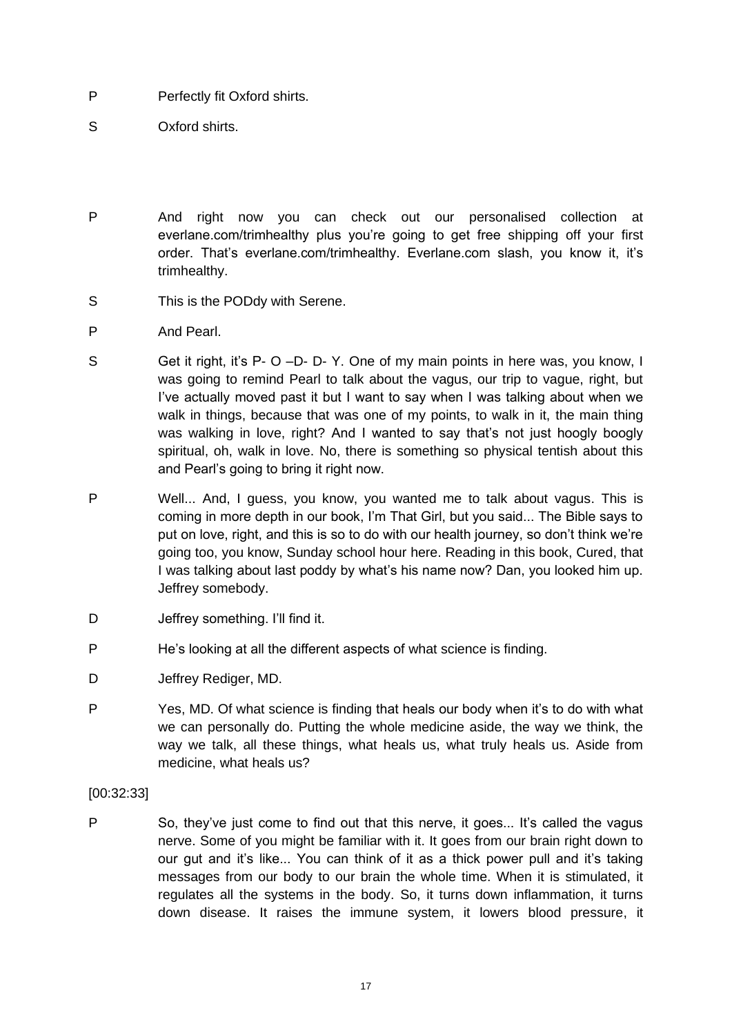P Perfectly fit Oxford shirts.

S Oxford shirts.

P And right now you can check out our personalised collection at everlane.com/trimhealthy plus you're going to get free shipping off your first order. That's everlane.com/trimhealthy. Everlane.com slash, you know it, it's trimhealthy.

S This is the PODdy with Serene.

P And Pearl.

S Get it right, it's P- O –D- D- Y. One of my main points in here was, you know, I was going to remind Pearl to talk about the vagus, our trip to vague, right, but I've actually moved past it but I want to say when I was talking about when we walk in things, because that was one of my points, to walk in it, the main thing was walking in love, right? And I wanted to say that's not just hoogly boogly spiritual, oh, walk in love. No, there is something so physical tentish about this and Pearl's going to bring it right now.

P Well... And, I guess, you know, you wanted me to talk about vagus. This is coming in more depth in our book, I'm That Girl, but you said... The Bible says to put on love, right, and this is so to do with our health journey, so don't think we're going too, you know, Sunday school hour here. Reading in this book, Cured, that I was talking about last poddy by what's his name now? Dan, you looked him up. Jeffrey somebody.

D Jeffrey something. I'll find it.

P He's looking at all the different aspects of what science is finding.

D Jeffrey Rediger, MD.

P Yes, MD. Of what science is finding that heals our body when it's to do with what we can personally do. Putting the whole medicine aside, the way we think, the way we talk, all these things, what heals us, what truly heals us. Aside from medicine, what heals us?

[00:32:33]

P So, they've just come to find out that this nerve, it goes... It's called the vagus nerve. Some of you might be familiar with it. It goes from our brain right down to our gut and it's like... You can think of it as a thick power pull and it's taking messages from our body to our brain the whole time. When it is stimulated, it regulates all the systems in the body. So, it turns down inflammation, it turns down disease. It raises the immune system, it lowers blood pressure, it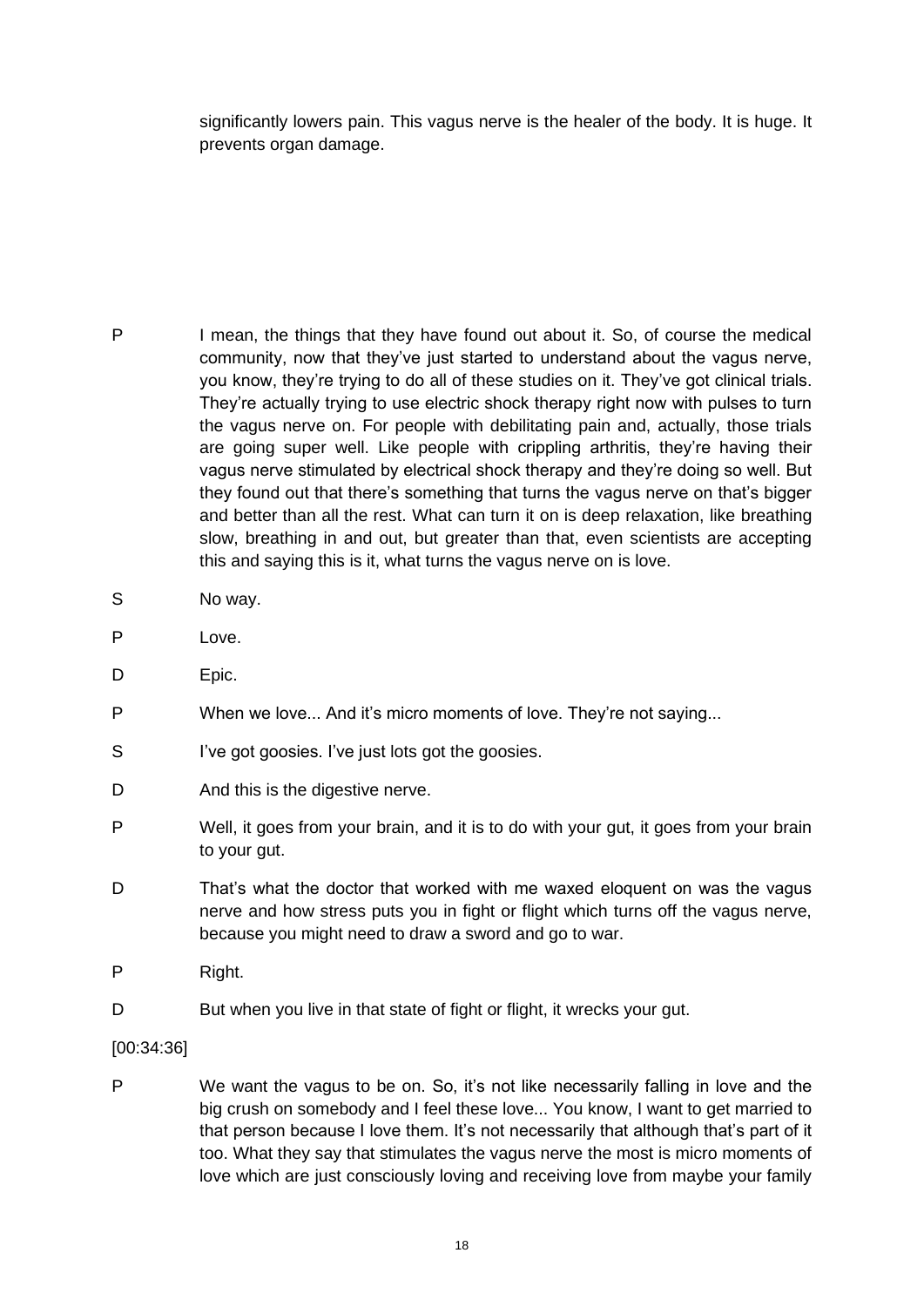significantly lowers pain. This vagus nerve is the healer of the body. It is huge. It prevents organ damage.

P	I mean, the things that they have found out about it. So, of course the medical community, now that they've just started to understand about the vagus nerve, you know, they're trying to do all of these studies on it. They've got clinical trials. They're actually trying to use electric shock therapy right now with pulses to turn the vagus nerve on. For people with debilitating pain and, actually, those trials are going super well. Like people with crippling arthritis, they're having their vagus nerve stimulated by electrical shock therapy and they're doing so well. But they found out that there's something that turns the vagus nerve on that's bigger and better than all the rest. What can turn it on is deep relaxation, like breathing slow, breathing in and out, but greater than that, even scientists are accepting this and saying this is it, what turns the vagus nerve on is love.

S	No way.

P	Love.

D	Epic.

P	When we love... And it's micro moments of love. They're not saying...

S	I've got goosies. I've just lots got the goosies.

D	And this is the digestive nerve.

P	Well, it goes from your brain, and it is to do with your gut, it goes from your brain to your gut.

D	That's what the doctor that worked with me waxed eloquent on was the vagus nerve and how stress puts you in fight or flight which turns off the vagus nerve, because you might need to draw a sword and go to war.

P	Right.

D	But when you live in that state of fight or flight, it wrecks your gut.

[00:34:36]

P	We want the vagus to be on. So, it's not like necessarily falling in love and the big crush on somebody and I feel these love... You know, I want to get married to that person because I love them. It's not necessarily that although that's part of it too. What they say that stimulates the vagus nerve the most is micro moments of love which are just consciously loving and receiving love from maybe your family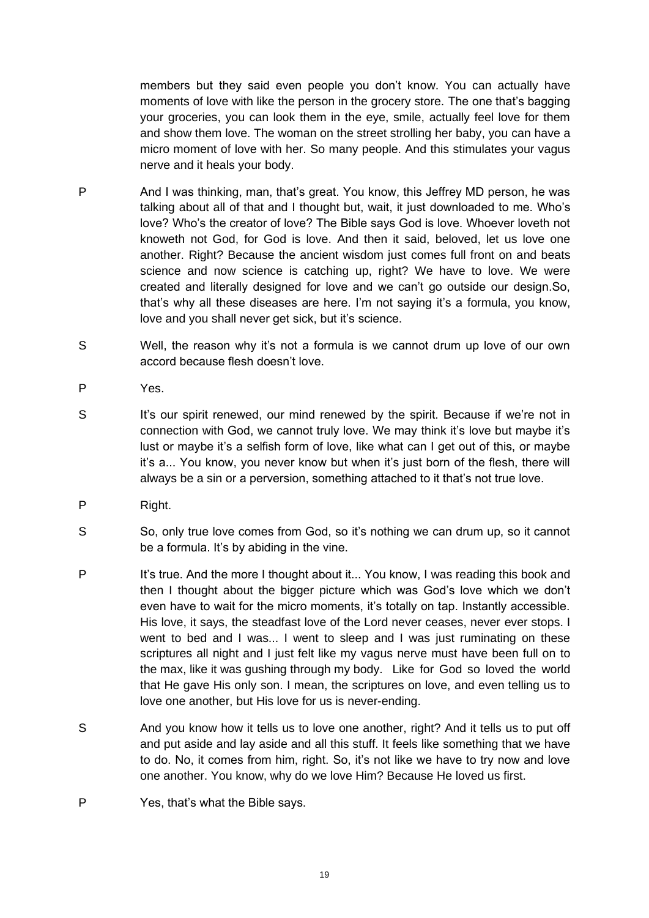members but they said even people you don't know. You can actually have moments of love with like the person in the grocery store. The one that's bagging your groceries, you can look them in the eye, smile, actually feel love for them and show them love. The woman on the street strolling her baby, you can have a micro moment of love with her. So many people. And this stimulates your vagus nerve and it heals your body.

P And I was thinking, man, that's great. You know, this Jeffrey MD person, he was talking about all of that and I thought but, wait, it just downloaded to me. Who's love? Who's the creator of love? The Bible says God is love. Whoever loveth not knoweth not God, for God is love. And then it said, beloved, let us love one another. Right? Because the ancient wisdom just comes full front on and beats science and now science is catching up, right? We have to love. We were created and literally designed for love and we can't go outside our design.So, that's why all these diseases are here. I'm not saying it's a formula, you know, love and you shall never get sick, but it's science.

S Well, the reason why it's not a formula is we cannot drum up love of our own accord because flesh doesn't love.

P Yes.

S It's our spirit renewed, our mind renewed by the spirit. Because if we're not in connection with God, we cannot truly love. We may think it's love but maybe it's lust or maybe it's a selfish form of love, like what can I get out of this, or maybe it's a... You know, you never know but when it's just born of the flesh, there will always be a sin or a perversion, something attached to it that's not true love.

P Right.

S So, only true love comes from God, so it's nothing we can drum up, so it cannot be a formula. It's by abiding in the vine.

P It's true. And the more I thought about it... You know, I was reading this book and then I thought about the bigger picture which was God's love which we don't even have to wait for the micro moments, it's totally on tap. Instantly accessible. His love, it says, the steadfast love of the Lord never ceases, never ever stops. I went to bed and I was... I went to sleep and I was just ruminating on these scriptures all night and I just felt like my vagus nerve must have been full on to the max, like it was gushing through my body. Like for God so loved the world that He gave His only son. I mean, the scriptures on love, and even telling us to love one another, but His love for us is never-ending.

S And you know how it tells us to love one another, right? And it tells us to put off and put aside and lay aside and all this stuff. It feels like something that we have to do. No, it comes from him, right. So, it's not like we have to try now and love one another. You know, why do we love Him? Because He loved us first.

P Yes, that's what the Bible says.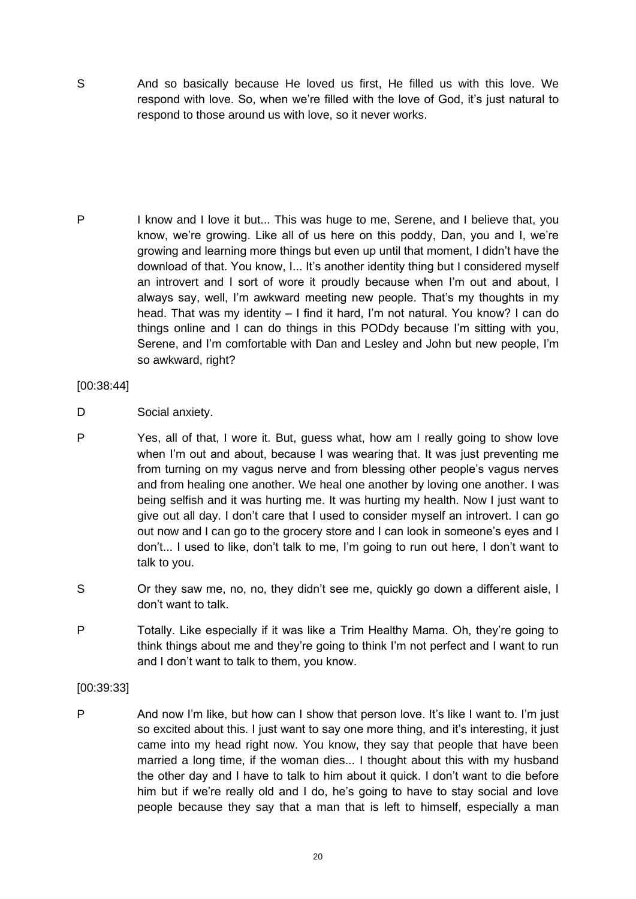S And so basically because He loved us first, He filled us with this love. We respond with love. So, when we're filled with the love of God, it's just natural to respond to those around us with love, so it never works.

P I know and I love it but... This was huge to me, Serene, and I believe that, you know, we're growing. Like all of us here on this poddy, Dan, you and I, we're growing and learning more things but even up until that moment, I didn't have the download of that. You know, I... It's another identity thing but I considered myself an introvert and I sort of wore it proudly because when I'm out and about, I always say, well, I'm awkward meeting new people. That's my thoughts in my head. That was my identity – I find it hard, I'm not natural. You know? I can do things online and I can do things in this PODdy because I'm sitting with you, Serene, and I'm comfortable with Dan and Lesley and John but new people, I'm so awkward, right?

[00:38:44]

D Social anxiety.

P Yes, all of that, I wore it. But, guess what, how am I really going to show love when I'm out and about, because I was wearing that. It was just preventing me from turning on my vagus nerve and from blessing other people's vagus nerves and from healing one another. We heal one another by loving one another. I was being selfish and it was hurting me. It was hurting my health. Now I just want to give out all day. I don't care that I used to consider myself an introvert. I can go out now and I can go to the grocery store and I can look in someone's eyes and I don't... I used to like, don't talk to me, I'm going to run out here, I don't want to talk to you.

S Or they saw me, no, no, they didn't see me, quickly go down a different aisle, I don't want to talk.

P Totally. Like especially if it was like a Trim Healthy Mama. Oh, they're going to think things about me and they're going to think I'm not perfect and I want to run and I don't want to talk to them, you know.

[00:39:33]

P And now I'm like, but how can I show that person love. It's like I want to. I'm just so excited about this. I just want to say one more thing, and it's interesting, it just came into my head right now. You know, they say that people that have been married a long time, if the woman dies... I thought about this with my husband the other day and I have to talk to him about it quick. I don't want to die before him but if we're really old and I do, he's going to have to stay social and love people because they say that a man that is left to himself, especially a man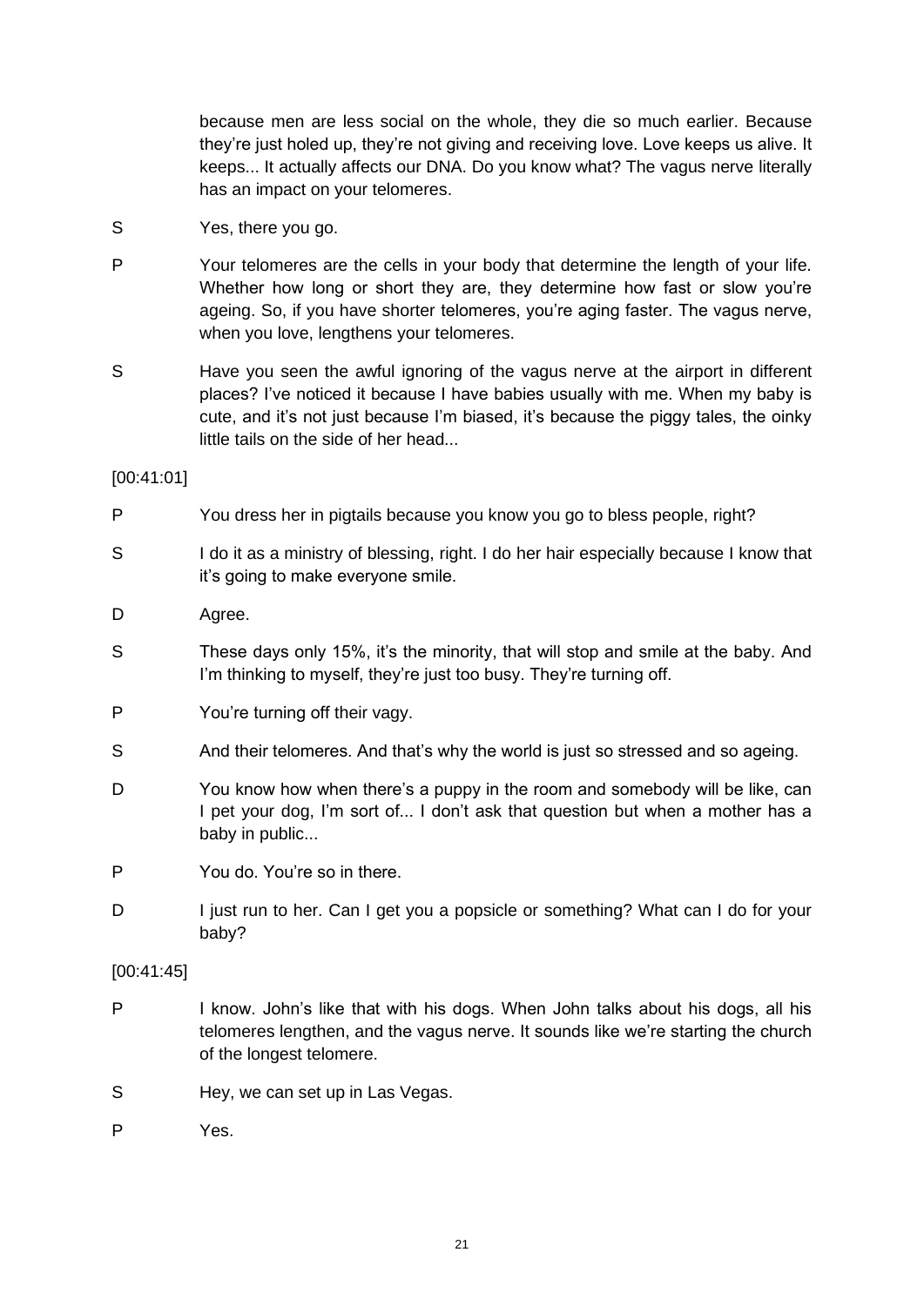because men are less social on the whole, they die so much earlier. Because they're just holed up, they're not giving and receiving love. Love keeps us alive. It keeps... It actually affects our DNA. Do you know what? The vagus nerve literally has an impact on your telomeres.

S Yes, there you go.

P Your telomeres are the cells in your body that determine the length of your life. Whether how long or short they are, they determine how fast or slow you're ageing. So, if you have shorter telomeres, you're aging faster. The vagus nerve, when you love, lengthens your telomeres.

S Have you seen the awful ignoring of the vagus nerve at the airport in different places? I've noticed it because I have babies usually with me. When my baby is cute, and it's not just because I'm biased, it's because the piggy tales, the oinky little tails on the side of her head...

[00:41:01]

P You dress her in pigtails because you know you go to bless people, right?

S I do it as a ministry of blessing, right. I do her hair especially because I know that it's going to make everyone smile.

D Agree.

S These days only 15%, it's the minority, that will stop and smile at the baby. And I'm thinking to myself, they're just too busy. They're turning off.

P You're turning off their vagy.

S And their telomeres. And that's why the world is just so stressed and so ageing.

D You know how when there's a puppy in the room and somebody will be like, can I pet your dog, I'm sort of... I don't ask that question but when a mother has a baby in public...

P You do. You're so in there.

D I just run to her. Can I get you a popsicle or something? What can I do for your baby?

[00:41:45]

P I know. John's like that with his dogs. When John talks about his dogs, all his telomeres lengthen, and the vagus nerve. It sounds like we're starting the church of the longest telomere.

S Hey, we can set up in Las Vegas.

P Yes.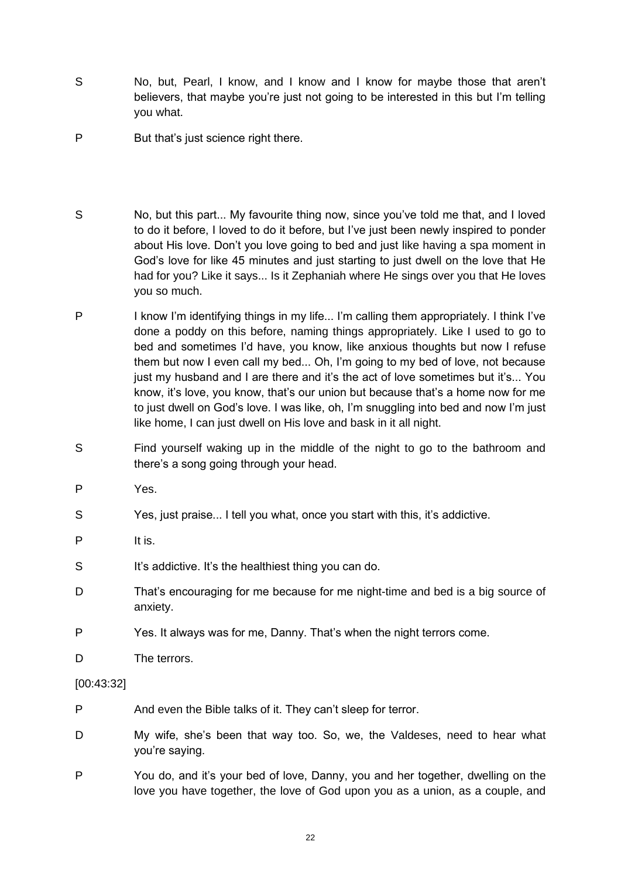S No, but, Pearl, I know, and I know and I know for maybe those that aren't believers, that maybe you're just not going to be interested in this but I'm telling you what.

P But that's just science right there.

S No, but this part... My favourite thing now, since you've told me that, and I loved to do it before, I loved to do it before, but I've just been newly inspired to ponder about His love. Don't you love going to bed and just like having a spa moment in God's love for like 45 minutes and just starting to just dwell on the love that He had for you? Like it says... Is it Zephaniah where He sings over you that He loves you so much.

P I know I'm identifying things in my life... I'm calling them appropriately. I think I've done a poddy on this before, naming things appropriately. Like I used to go to bed and sometimes I'd have, you know, like anxious thoughts but now I refuse them but now I even call my bed... Oh, I'm going to my bed of love, not because just my husband and I are there and it's the act of love sometimes but it's... You know, it's love, you know, that's our union but because that's a home now for me to just dwell on God's love. I was like, oh, I'm snuggling into bed and now I'm just like home, I can just dwell on His love and bask in it all night.

S Find yourself waking up in the middle of the night to go to the bathroom and there's a song going through your head.

P Yes.

S Yes, just praise... I tell you what, once you start with this, it's addictive.

P It is.

S It's addictive. It's the healthiest thing you can do.

D That's encouraging for me because for me night-time and bed is a big source of anxiety.

P Yes. It always was for me, Danny. That's when the night terrors come.

D The terrors.

[00:43:32]

P And even the Bible talks of it. They can't sleep for terror.

D My wife, she's been that way too. So, we, the Valdeses, need to hear what you're saying.

P You do, and it's your bed of love, Danny, you and her together, dwelling on the love you have together, the love of God upon you as a union, as a couple, and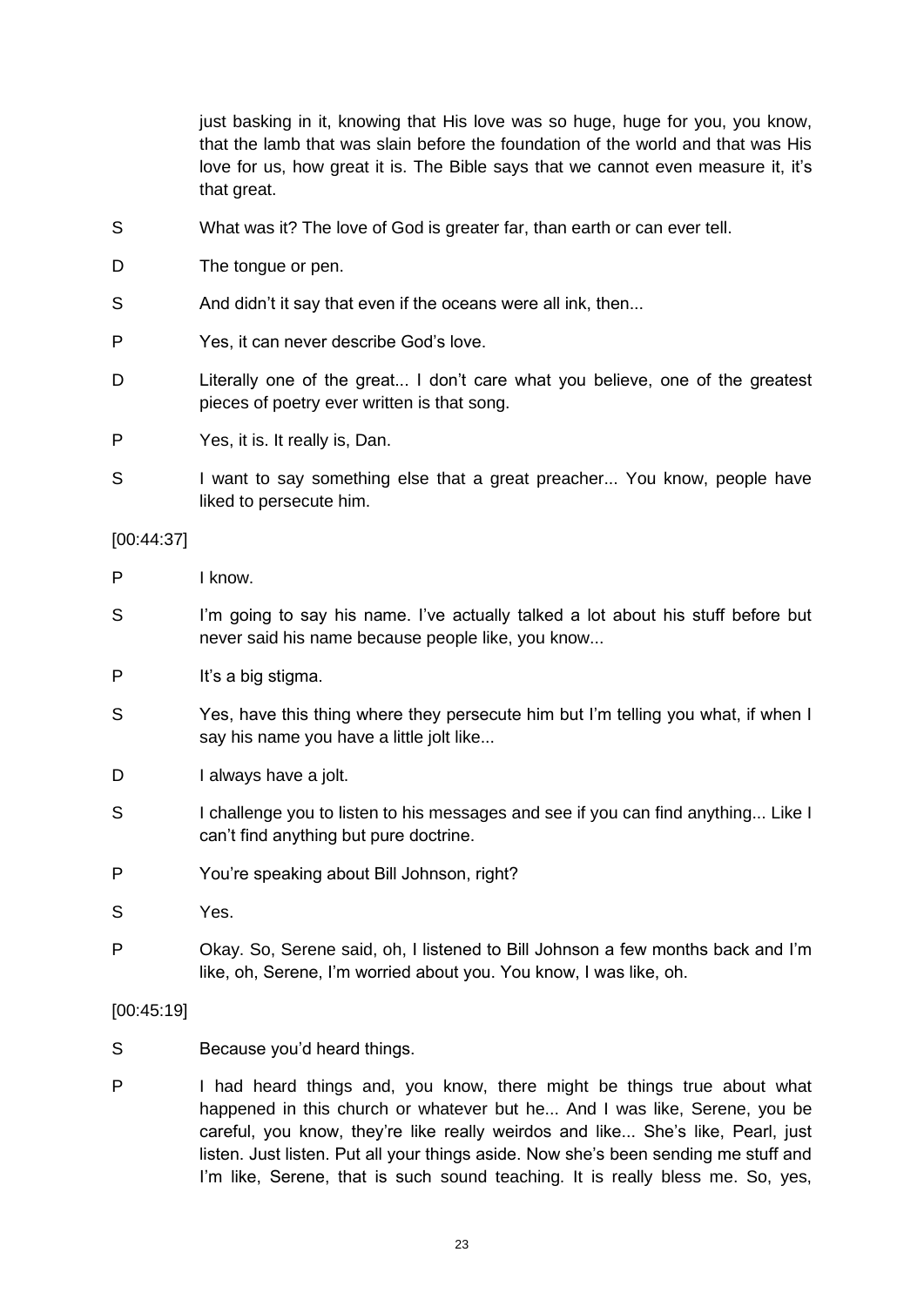just basking in it, knowing that His love was so huge, huge for you, you know, that the lamb that was slain before the foundation of the world and that was His love for us, how great it is. The Bible says that we cannot even measure it, it's that great.

S What was it? The love of God is greater far, than earth or can ever tell.

D The tongue or pen.

S And didn't it say that even if the oceans were all ink, then...

P Yes, it can never describe God's love.

D Literally one of the great... I don't care what you believe, one of the greatest pieces of poetry ever written is that song.

P Yes, it is. It really is, Dan.

S I want to say something else that a great preacher... You know, people have liked to persecute him.

[00:44:37]

P I know.

S I'm going to say his name. I've actually talked a lot about his stuff before but never said his name because people like, you know...

P It's a big stigma.

S Yes, have this thing where they persecute him but I'm telling you what, if when I say his name you have a little jolt like...

D I always have a jolt.

S I challenge you to listen to his messages and see if you can find anything... Like I can't find anything but pure doctrine.

P You're speaking about Bill Johnson, right?

S Yes.

P Okay. So, Serene said, oh, I listened to Bill Johnson a few months back and I'm like, oh, Serene, I'm worried about you. You know, I was like, oh.

[00:45:19]

S Because you'd heard things.

P I had heard things and, you know, there might be things true about what happened in this church or whatever but he... And I was like, Serene, you be careful, you know, they're like really weirdos and like... She's like, Pearl, just listen. Just listen. Put all your things aside. Now she's been sending me stuff and I'm like, Serene, that is such sound teaching. It is really bless me. So, yes,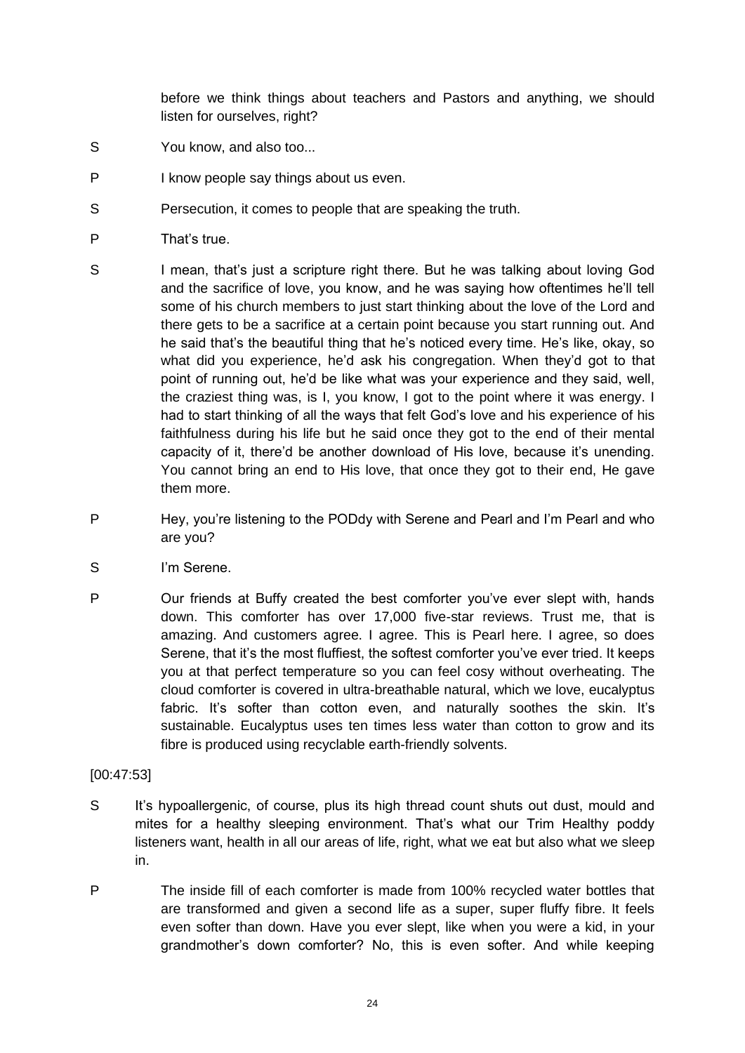before we think things about teachers and Pastors and anything, we should listen for ourselves, right?

S You know, and also too...

P I know people say things about us even.

S Persecution, it comes to people that are speaking the truth.

P That's true.

S I mean, that's just a scripture right there. But he was talking about loving God and the sacrifice of love, you know, and he was saying how oftentimes he'll tell some of his church members to just start thinking about the love of the Lord and there gets to be a sacrifice at a certain point because you start running out. And he said that's the beautiful thing that he's noticed every time. He's like, okay, so what did you experience, he'd ask his congregation. When they'd got to that point of running out, he'd be like what was your experience and they said, well, the craziest thing was, is I, you know, I got to the point where it was energy. I had to start thinking of all the ways that felt God's love and his experience of his faithfulness during his life but he said once they got to the end of their mental capacity of it, there'd be another download of His love, because it's unending. You cannot bring an end to His love, that once they got to their end, He gave them more.

P Hey, you're listening to the PODdy with Serene and Pearl and I'm Pearl and who are you?

S I'm Serene.

P Our friends at Buffy created the best comforter you've ever slept with, hands down. This comforter has over 17,000 five-star reviews. Trust me, that is amazing. And customers agree. I agree. This is Pearl here. I agree, so does Serene, that it's the most fluffiest, the softest comforter you've ever tried. It keeps you at that perfect temperature so you can feel cosy without overheating. The cloud comforter is covered in ultra-breathable natural, which we love, eucalyptus fabric. It's softer than cotton even, and naturally soothes the skin. It's sustainable. Eucalyptus uses ten times less water than cotton to grow and its fibre is produced using recyclable earth-friendly solvents.

[00:47:53]

S It's hypoallergenic, of course, plus its high thread count shuts out dust, mould and mites for a healthy sleeping environment. That's what our Trim Healthy poddy listeners want, health in all our areas of life, right, what we eat but also what we sleep in.

P The inside fill of each comforter is made from 100% recycled water bottles that are transformed and given a second life as a super, super fluffy fibre. It feels even softer than down. Have you ever slept, like when you were a kid, in your grandmother's down comforter? No, this is even softer. And while keeping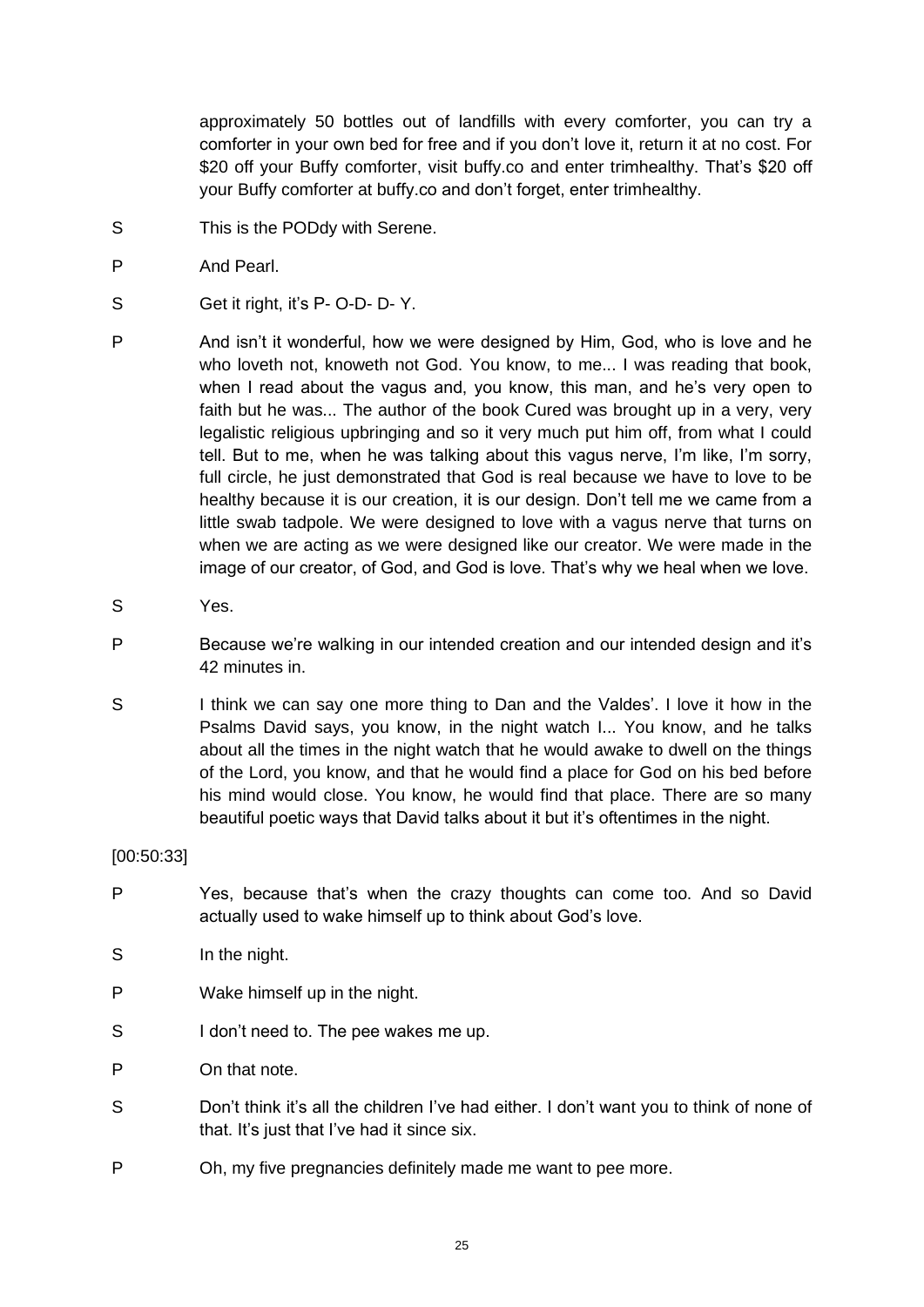approximately 50 bottles out of landfills with every comforter, you can try a comforter in your own bed for free and if you don't love it, return it at no cost. For $20 off your Buffy comforter, visit buffy.co and enter trimhealthy. That's $20 off your Buffy comforter at buffy.co and don't forget, enter trimhealthy.

S This is the PODdy with Serene.

P And Pearl.

S Get it right, it's P- O-D- D- Y.

P And isn't it wonderful, how we were designed by Him, God, who is love and he who loveth not, knoweth not God. You know, to me... I was reading that book, when I read about the vagus and, you know, this man, and he's very open to faith but he was... The author of the book Cured was brought up in a very, very legalistic religious upbringing and so it very much put him off, from what I could tell. But to me, when he was talking about this vagus nerve, I'm like, I'm sorry, full circle, he just demonstrated that God is real because we have to love to be healthy because it is our creation, it is our design. Don't tell me we came from a little swab tadpole. We were designed to love with a vagus nerve that turns on when we are acting as we were designed like our creator. We were made in the image of our creator, of God, and God is love. That's why we heal when we love.

S Yes.

P Because we're walking in our intended creation and our intended design and it's 42 minutes in.

S I think we can say one more thing to Dan and the Valdes'. I love it how in the Psalms David says, you know, in the night watch I... You know, and he talks about all the times in the night watch that he would awake to dwell on the things of the Lord, you know, and that he would find a place for God on his bed before his mind would close. You know, he would find that place. There are so many beautiful poetic ways that David talks about it but it's oftentimes in the night.

[00:50:33]

P Yes, because that's when the crazy thoughts can come too. And so David actually used to wake himself up to think about God's love.

S In the night.

P Wake himself up in the night.

S I don't need to. The pee wakes me up.

P On that note.

S Don't think it's all the children I've had either. I don't want you to think of none of that. It's just that I've had it since six.

P Oh, my five pregnancies definitely made me want to pee more.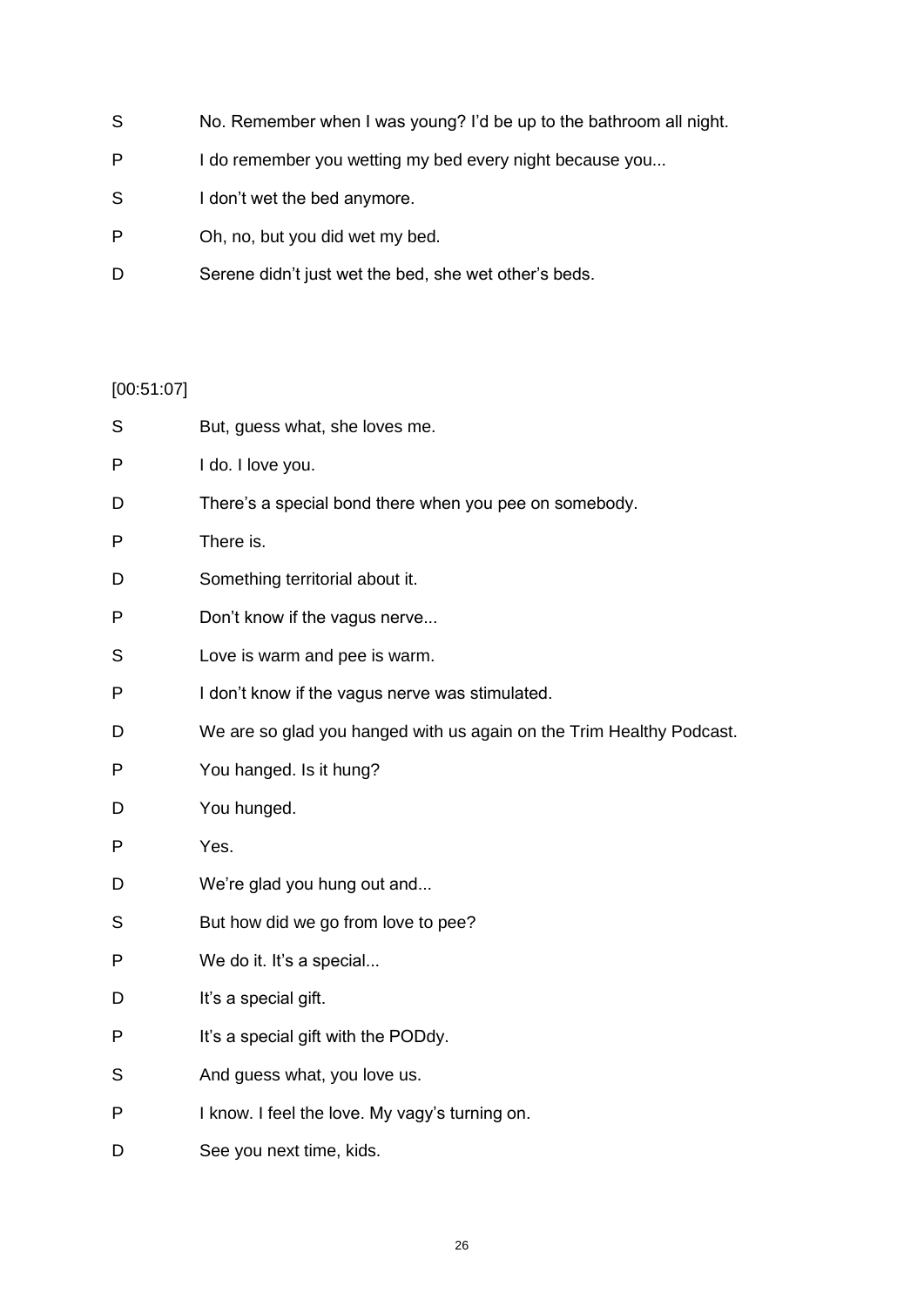S No. Remember when I was young? I'd be up to the bathroom all night.

P I do remember you wetting my bed every night because you...

S I don't wet the bed anymore.

P Oh, no, but you did wet my bed.

D Serene didn't just wet the bed, she wet other's beds.

[00:51:07]

S But, guess what, she loves me.

P I do. I love you.

D There's a special bond there when you pee on somebody.

P There is.

D Something territorial about it.

P Don't know if the vagus nerve...

S Love is warm and pee is warm.

P I don't know if the vagus nerve was stimulated.

D We are so glad you hanged with us again on the Trim Healthy Podcast.

P You hanged. Is it hung?

D You hunged.

P Yes.

D We're glad you hung out and...

S But how did we go from love to pee?

P We do it. It's a special...

D It's a special gift.

P It's a special gift with the PODdy.

S And guess what, you love us.

P I know. I feel the love. My vagy's turning on.

D See you next time, kids.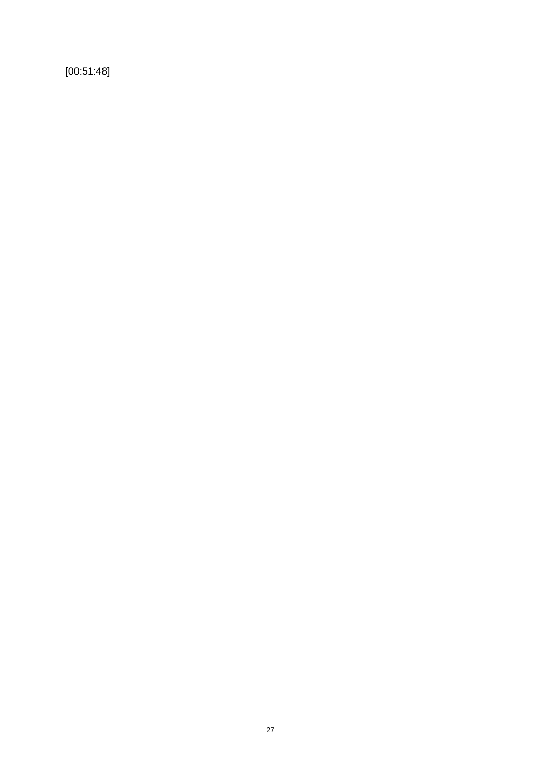[00:51:48]